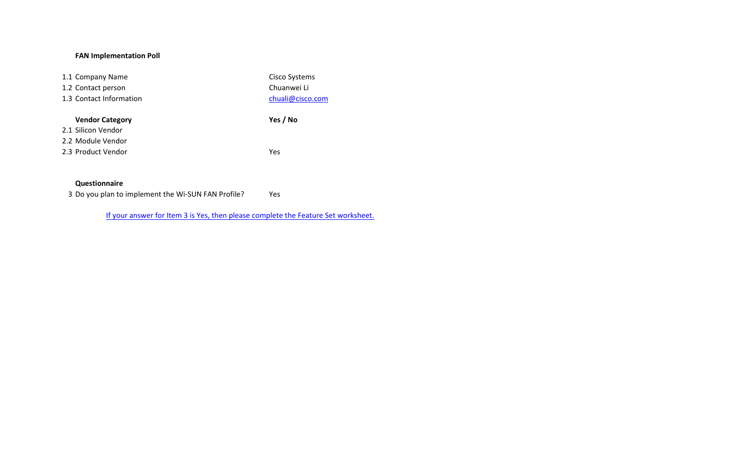**FAN Implementation Poll**

| | | |
|---|---|---|
| 1.1 | Company Name | Cisco Systems |
| 1.2 | Contact person | Chuanwei Li |
| 1.3 | Contact Information | chuali@cisco.com |
| | **Vendor Category** | **Yes / No** |
| 2.1 | Silicon Vendor | |
| 2.2 | Module Vendor | |
| 2.3 | Product Vendor | Yes |

**Questionnaire**

| | | |
|---|---|---|
| 3 | Do you plan to implement the Wi-SUN FAN Profile? | Yes |

If your answer for Item 3 is Yes, then please complete the Feature Set worksheet.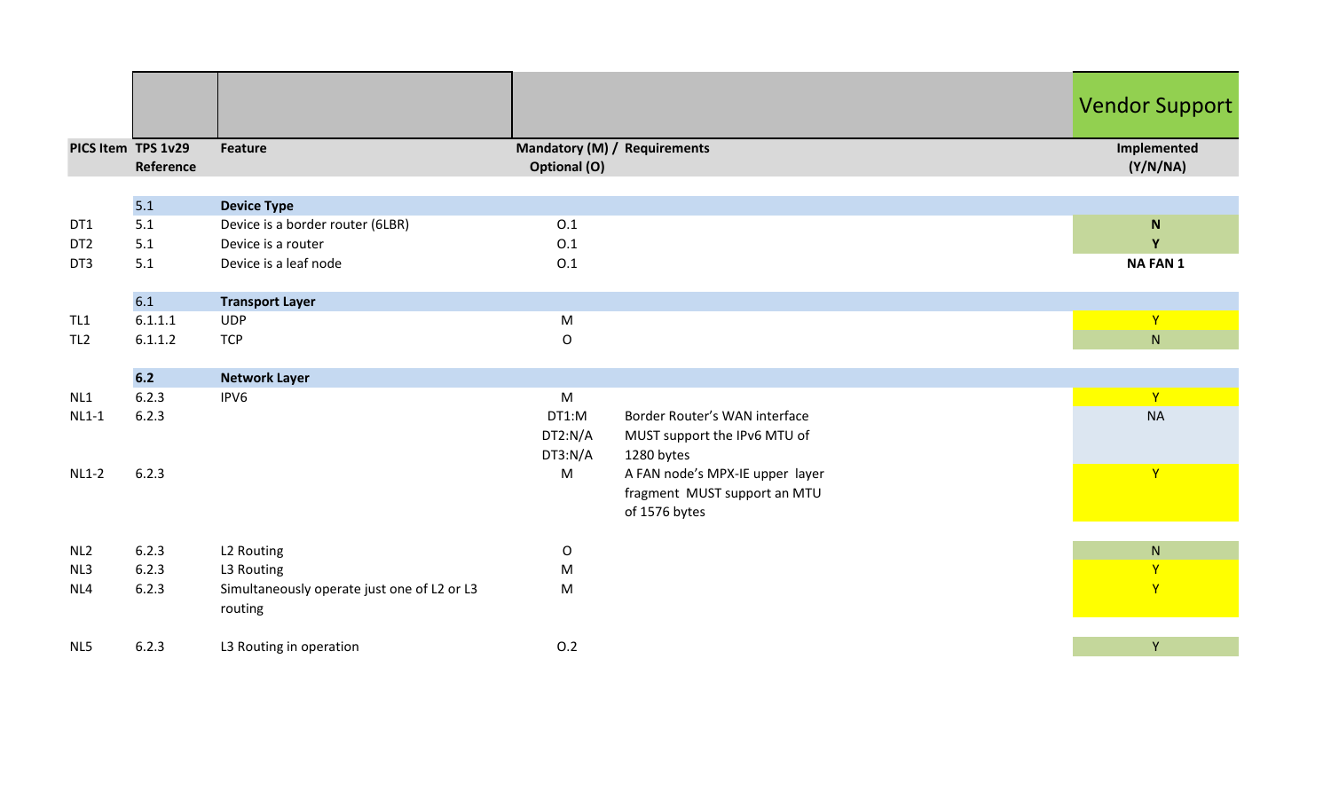| PICS Item | TPS 1v29 Reference | Feature | Mandatory (M) / Optional (O) | Requirements | Vendor Support<br>Implemented (Y/N/NA) |
|---|---|---|---|---|---|
| | 5.1 | **Device Type** | | | |
| DT1 | 5.1 | Device is a border router (6LBR) | O.1 | | **N** |
| DT2 | 5.1 | Device is a router | O.1 | | **Y** |
| DT3 | 5.1 | Device is a leaf node | O.1 | | **NA FAN 1** |
| | 6.1 | **Transport Layer** | | | |
| TL1 | 6.1.1.1 | UDP | M | | Y |
| TL2 | 6.1.1.2 | TCP | O | | N |
| | **6.2** | **Network Layer** | | | |
| NL1 | 6.2.3 | IPV6 | M | | Y |
| NL1-1 | 6.2.3 | | DT1:M<br>DT2:N/A<br>DT3:N/A | Border Router's WAN interface MUST support the IPv6 MTU of 1280 bytes | NA |
| NL1-2 | 6.2.3 | | M | A FAN node's MPX-IE upper layer fragment MUST support an MTU of 1576 bytes | Y |
| NL2 | 6.2.3 | L2 Routing | O | | N |
| NL3 | 6.2.3 | L3 Routing | M | | Y |
| NL4 | 6.2.3 | Simultaneously operate just one of L2 or L3 routing | M | | Y |
| NL5 | 6.2.3 | L3 Routing in operation | O.2 | | Y |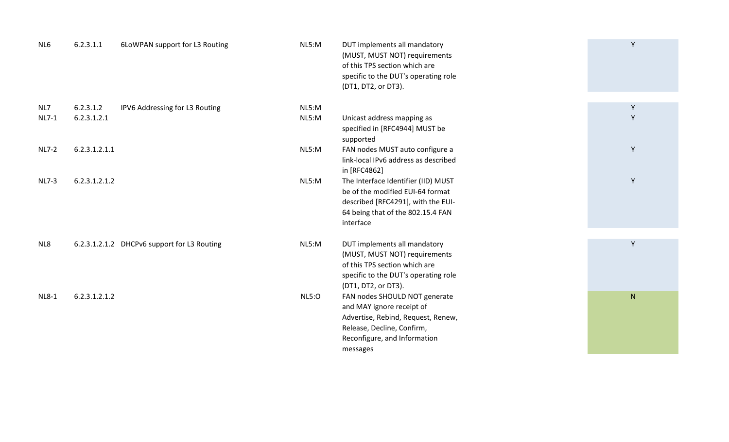| | | | | | |
|---|---|---|---|---|---|
| NL6 | 6.2.3.1.1 | 6LoWPAN support for L3 Routing | NL5:M | DUT implements all mandatory (MUST, MUST NOT) requirements of this TPS section which are specific to the DUT's operating role (DT1, DT2, or DT3). | Y |
| NL7 | 6.2.3.1.2 | IPV6 Addressing for L3 Routing | NL5:M | | Y |
| NL7-1 | 6.2.3.1.2.1 | | NL5:M | Unicast address mapping as specified in [RFC4944] MUST be supported | Y |
| NL7-2 | 6.2.3.1.2.1.1 | | NL5:M | FAN nodes MUST auto configure a link-local IPv6 address as described in [RFC4862] | Y |
| NL7-3 | 6.2.3.1.2.1.2 | | NL5:M | The Interface Identifier (IID) MUST be of the modified EUI-64 format described [RFC4291], with the EUI-64 being that of the 802.15.4 FAN interface | Y |
| NL8 | 6.2.3.1.2.1.2 | DHCPv6 support for L3 Routing | NL5:M | DUT implements all mandatory (MUST, MUST NOT) requirements of this TPS section which are specific to the DUT's operating role (DT1, DT2, or DT3). | Y |
| NL8-1 | 6.2.3.1.2.1.2 | | NL5:O | FAN nodes SHOULD NOT generate and MAY ignore receipt of Advertise, Rebind, Request, Renew, Release, Decline, Confirm, Reconfigure, and Information messages | N |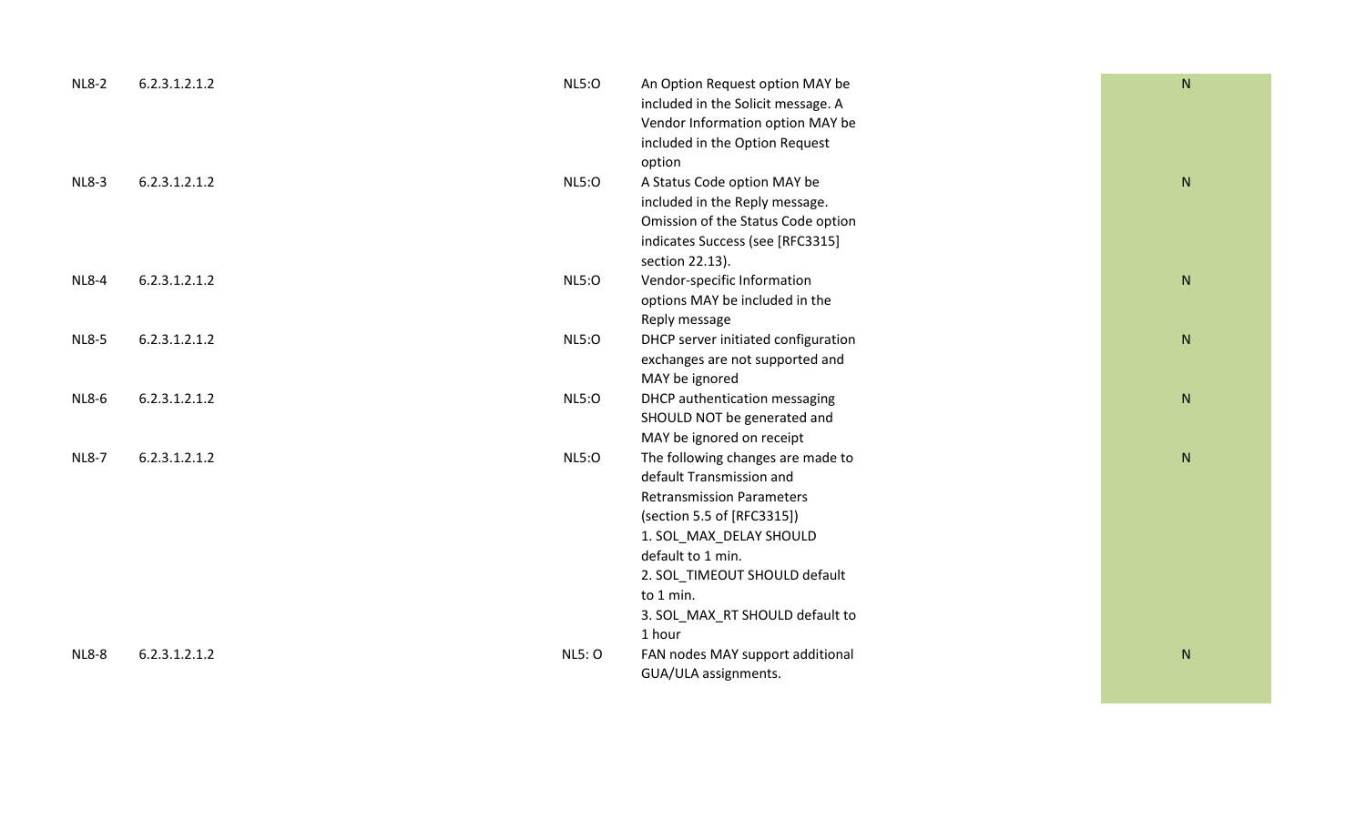| | | | | |
|---|---|---|---|---|
| NL8-2 | 6.2.3.1.2.1.2 | NL5:O | An Option Request option MAY be included in the Solicit message. A Vendor Information option MAY be included in the Option Request option | N |
| NL8-3 | 6.2.3.1.2.1.2 | NL5:O | A Status Code option MAY be included in the Reply message. Omission of the Status Code option indicates Success (see [RFC3315] section 22.13). | N |
| NL8-4 | 6.2.3.1.2.1.2 | NL5:O | Vendor-specific Information options MAY be included in the Reply message | N |
| NL8-5 | 6.2.3.1.2.1.2 | NL5:O | DHCP server initiated configuration exchanges are not supported and MAY be ignored | N |
| NL8-6 | 6.2.3.1.2.1.2 | NL5:O | DHCP authentication messaging SHOULD NOT be generated and MAY be ignored on receipt | N |
| NL8-7 | 6.2.3.1.2.1.2 | NL5:O | The following changes are made to default Transmission and Retransmission Parameters (section 5.5 of [RFC3315]) 1. SOL_MAX_DELAY SHOULD default to 1 min. 2. SOL_TIMEOUT SHOULD default to 1 min. 3. SOL_MAX_RT SHOULD default to 1 hour | N |
| NL8-8 | 6.2.3.1.2.1.2 | NL5: O | FAN nodes MAY support additional GUA/ULA assignments. | N |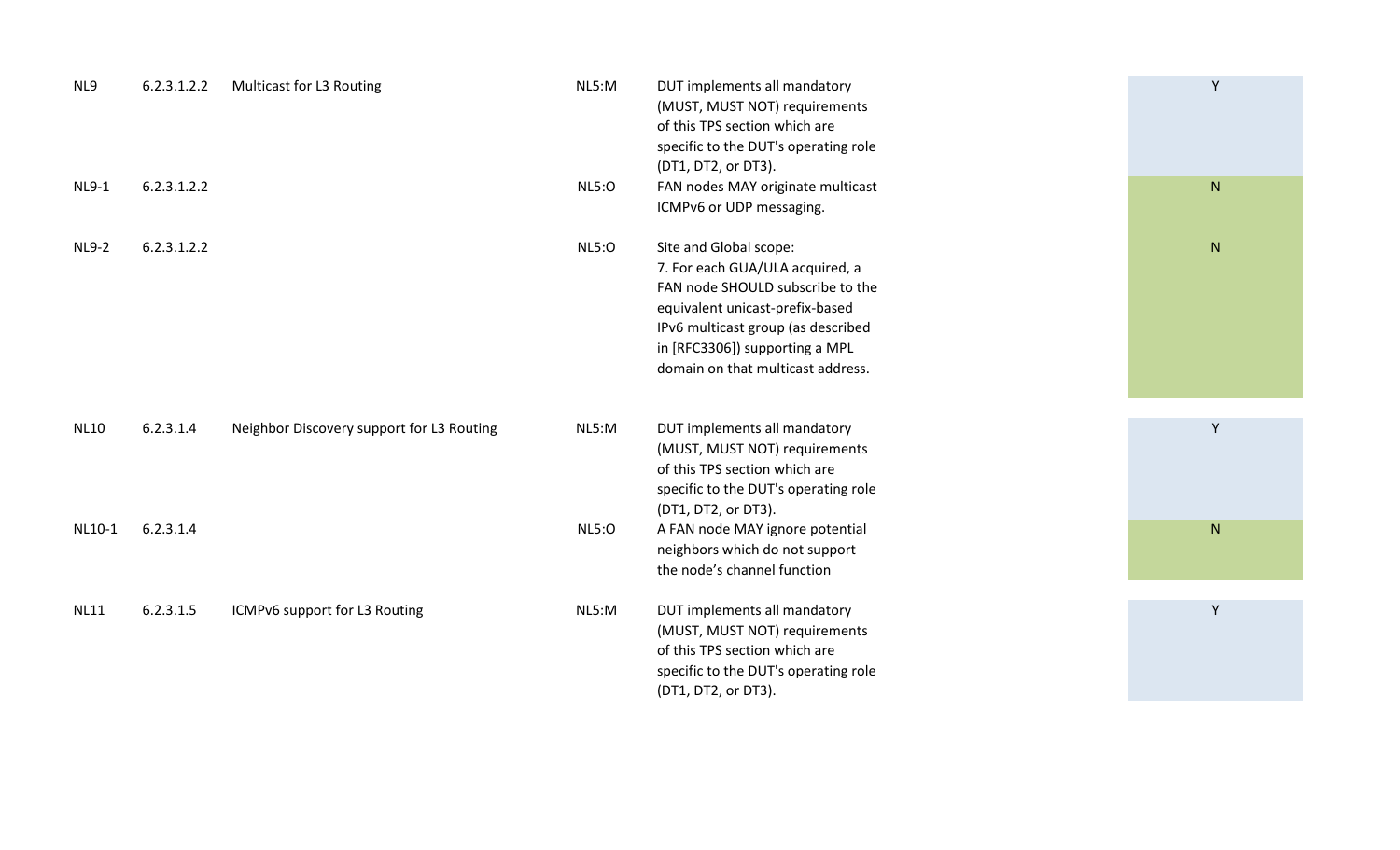| | | | | | |
|---|---|---|---|---|---|
| NL9 | 6.2.3.1.2.2 | Multicast for L3 Routing | NL5:M | DUT implements all mandatory (MUST, MUST NOT) requirements of this TPS section which are specific to the DUT's operating role (DT1, DT2, or DT3). | Y |
| NL9-1 | 6.2.3.1.2.2 | | NL5:O | FAN nodes MAY originate multicast ICMPv6 or UDP messaging. | N |
| NL9-2 | 6.2.3.1.2.2 | | NL5:O | Site and Global scope:<br>7. For each GUA/ULA acquired, a FAN node SHOULD subscribe to the equivalent unicast-prefix-based IPv6 multicast group (as described in [RFC3306]) supporting a MPL domain on that multicast address. | N |
| NL10 | 6.2.3.1.4 | Neighbor Discovery support for L3 Routing | NL5:M | DUT implements all mandatory (MUST, MUST NOT) requirements of this TPS section which are specific to the DUT's operating role (DT1, DT2, or DT3). | Y |
| NL10-1 | 6.2.3.1.4 | | NL5:O | A FAN node MAY ignore potential neighbors which do not support the node's channel function | N |
| NL11 | 6.2.3.1.5 | ICMPv6 support for L3 Routing | NL5:M | DUT implements all mandatory (MUST, MUST NOT) requirements of this TPS section which are specific to the DUT's operating role (DT1, DT2, or DT3). | Y |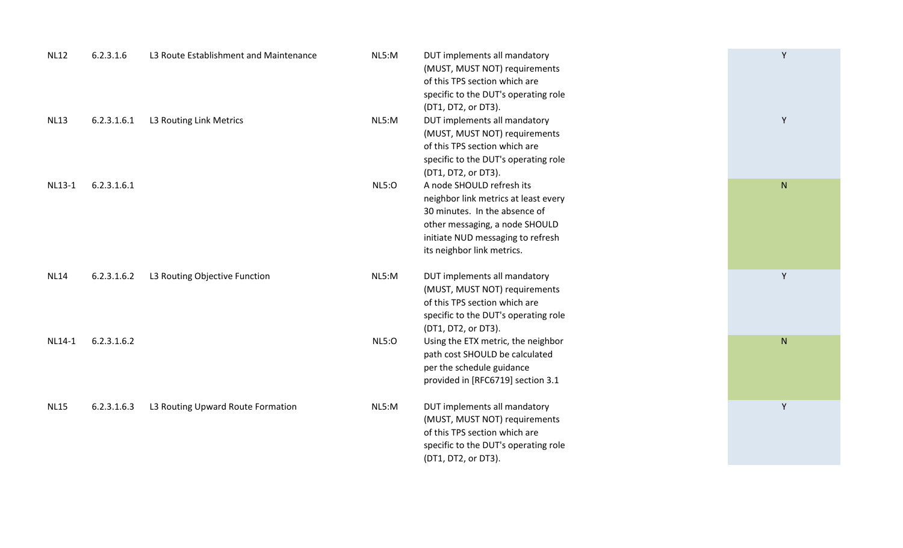| | | | | | |
|---|---|---|---|---|---|
| NL12 | 6.2.3.1.6 | L3 Route Establishment and Maintenance | NL5:M | DUT implements all mandatory (MUST, MUST NOT) requirements of this TPS section which are specific to the DUT's operating role (DT1, DT2, or DT3). | Y |
| NL13 | 6.2.3.1.6.1 | L3 Routing Link Metrics | NL5:M | DUT implements all mandatory (MUST, MUST NOT) requirements of this TPS section which are specific to the DUT's operating role (DT1, DT2, or DT3). | Y |
| NL13-1 | 6.2.3.1.6.1 | | NL5:O | A node SHOULD refresh its neighbor link metrics at least every 30 minutes. In the absence of other messaging, a node SHOULD initiate NUD messaging to refresh its neighbor link metrics. | N |
| NL14 | 6.2.3.1.6.2 | L3 Routing Objective Function | NL5:M | DUT implements all mandatory (MUST, MUST NOT) requirements of this TPS section which are specific to the DUT's operating role (DT1, DT2, or DT3). | Y |
| NL14-1 | 6.2.3.1.6.2 | | NL5:O | Using the ETX metric, the neighbor path cost SHOULD be calculated per the schedule guidance provided in [RFC6719] section 3.1 | N |
| NL15 | 6.2.3.1.6.3 | L3 Routing Upward Route Formation | NL5:M | DUT implements all mandatory (MUST, MUST NOT) requirements of this TPS section which are specific to the DUT's operating role (DT1, DT2, or DT3). | Y |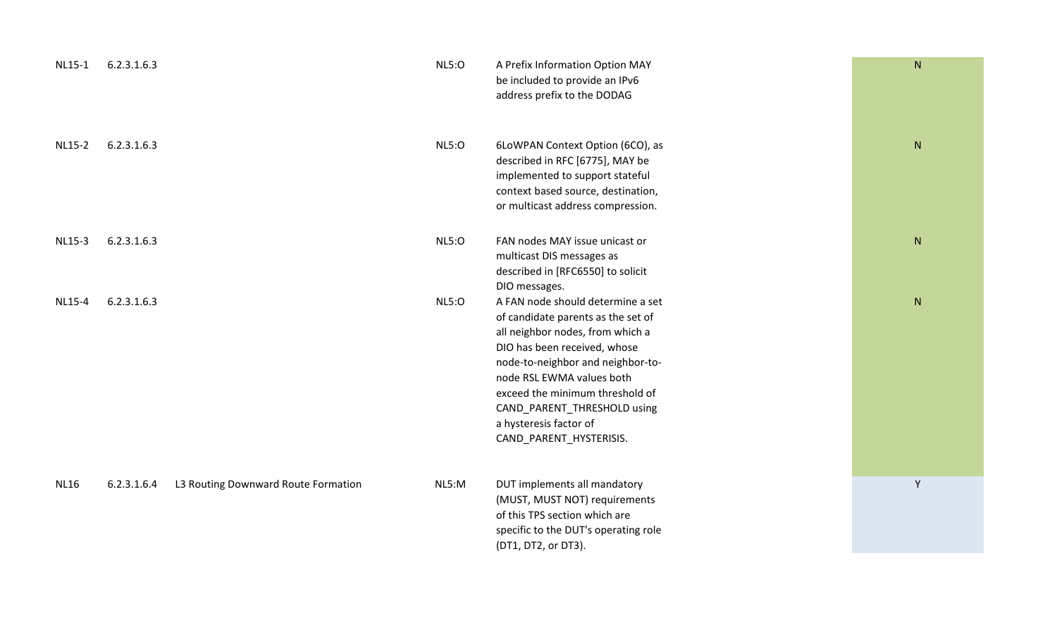| | | | | | |
|---|---|---|---|---|---|
| NL15-1 | 6.2.3.1.6.3 | | NL5:O | A Prefix Information Option MAY be included to provide an IPv6 address prefix to the DODAG | N |
| NL15-2 | 6.2.3.1.6.3 | | NL5:O | 6LoWPAN Context Option (6CO), as described in RFC [6775], MAY be implemented to support stateful context based source, destination, or multicast address compression. | N |
| NL15-3 | 6.2.3.1.6.3 | | NL5:O | FAN nodes MAY issue unicast or multicast DIS messages as described in [RFC6550] to solicit DIO messages. | N |
| NL15-4 | 6.2.3.1.6.3 | | NL5:O | A FAN node should determine a set of candidate parents as the set of all neighbor nodes, from which a DIO has been received, whose node-to-neighbor and neighbor-to-node RSL EWMA values both exceed the minimum threshold of CAND_PARENT_THRESHOLD using a hysteresis factor of CAND_PARENT_HYSTERISIS. | N |
| NL16 | 6.2.3.1.6.4 | L3 Routing Downward Route Formation | NL5:M | DUT implements all mandatory (MUST, MUST NOT) requirements of this TPS section which are specific to the DUT's operating role (DT1, DT2, or DT3). | Y |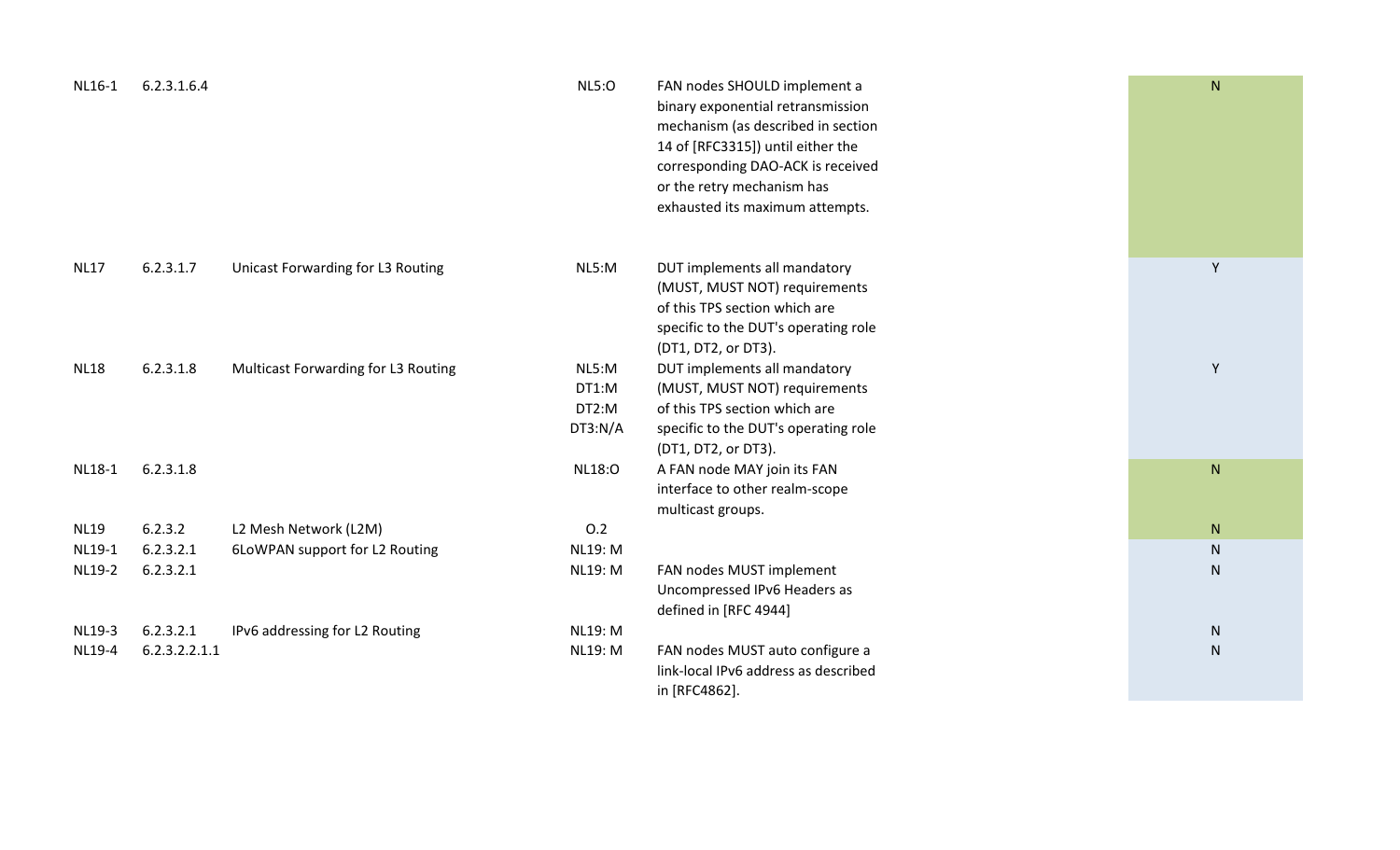| | | | | | |
|---|---|---|---|---|---|
| NL16-1 | 6.2.3.1.6.4 | | NL5:O | FAN nodes SHOULD implement a binary exponential retransmission mechanism (as described in section 14 of [RFC3315]) until either the corresponding DAO-ACK is received or the retry mechanism has exhausted its maximum attempts. | N |
| NL17 | 6.2.3.1.7 | Unicast Forwarding for L3 Routing | NL5:M | DUT implements all mandatory (MUST, MUST NOT) requirements of this TPS section which are specific to the DUT's operating role (DT1, DT2, or DT3). | Y |
| NL18 | 6.2.3.1.8 | Multicast Forwarding for L3 Routing | NL5:M DT1:M DT2:M DT3:N/A | DUT implements all mandatory (MUST, MUST NOT) requirements of this TPS section which are specific to the DUT's operating role (DT1, DT2, or DT3). | Y |
| NL18-1 | 6.2.3.1.8 | | NL18:O | A FAN node MAY join its FAN interface to other realm-scope multicast groups. | N |
| NL19 | 6.2.3.2 | L2 Mesh Network (L2M) | O.2 | | N |
| NL19-1 | 6.2.3.2.1 | 6LoWPAN support for L2 Routing | NL19: M | | N |
| NL19-2 | 6.2.3.2.1 | | NL19: M | FAN nodes MUST implement Uncompressed IPv6 Headers as defined in [RFC 4944] | N |
| NL19-3 | 6.2.3.2.1 | IPv6 addressing for L2 Routing | NL19: M | | N |
| NL19-4 | 6.2.3.2.2.1.1 | | NL19: M | FAN nodes MUST auto configure a link-local IPv6 address as described in [RFC4862]. | N |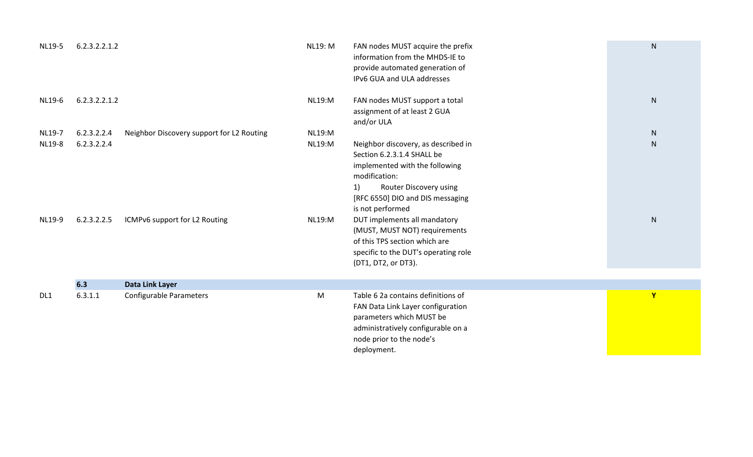| | | | | | |
|---|---|---|---|---|---|
| NL19-5 | 6.2.3.2.2.1.2 | | NL19: M | FAN nodes MUST acquire the prefix information from the MHDS-IE to provide automated generation of IPv6 GUA and ULA addresses | N |
| NL19-6 | 6.2.3.2.2.1.2 | | NL19:M | FAN nodes MUST support a total assignment of at least 2 GUA and/or ULA | N |
| NL19-7 | 6.2.3.2.2.4 | Neighbor Discovery support for L2 Routing | NL19:M | | N |
| NL19-8 | 6.2.3.2.2.4 | | NL19:M | Neighbor discovery, as described in Section 6.2.3.1.4 SHALL be implemented with the following modification:<br>1) Router Discovery using [RFC 6550] DIO and DIS messaging is not performed | N |
| NL19-9 | 6.2.3.2.2.5 | ICMPv6 support for L2 Routing | NL19:M | DUT implements all mandatory (MUST, MUST NOT) requirements of this TPS section which are specific to the DUT's operating role (DT1, DT2, or DT3). | N |
| | **6.3** | **Data Link Layer** | | | |
| DL1 | 6.3.1.1 | Configurable Parameters | M | Table 6 2a contains definitions of FAN Data Link Layer configuration parameters which MUST be administratively configurable on a node prior to the node's deployment. | **Y** |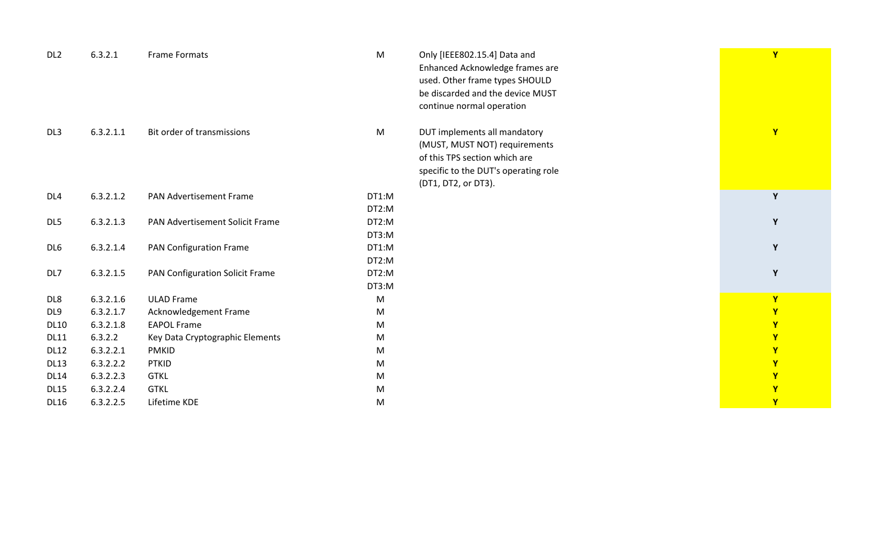| | | | | | |
|---|---|---|---|---|---|
| DL2 | 6.3.2.1 | Frame Formats | M | Only [IEEE802.15.4] Data and Enhanced Acknowledge frames are used. Other frame types SHOULD be discarded and the device MUST continue normal operation | Y |
| DL3 | 6.3.2.1.1 | Bit order of transmissions | M | DUT implements all mandatory (MUST, MUST NOT) requirements of this TPS section which are specific to the DUT's operating role (DT1, DT2, or DT3). | Y |
| DL4 | 6.3.2.1.2 | PAN Advertisement Frame | DT1:M DT2:M | | Y |
| DL5 | 6.3.2.1.3 | PAN Advertisement Solicit Frame | DT2:M DT3:M | | Y |
| DL6 | 6.3.2.1.4 | PAN Configuration Frame | DT1:M DT2:M | | Y |
| DL7 | 6.3.2.1.5 | PAN Configuration Solicit Frame | DT2:M DT3:M | | Y |
| DL8 | 6.3.2.1.6 | ULAD Frame | M | | Y |
| DL9 | 6.3.2.1.7 | Acknowledgement Frame | M | | Y |
| DL10 | 6.3.2.1.8 | EAPOL Frame | M | | Y |
| DL11 | 6.3.2.2 | Key Data Cryptographic Elements | M | | Y |
| DL12 | 6.3.2.2.1 | PMKID | M | | Y |
| DL13 | 6.3.2.2.2 | PTKID | M | | Y |
| DL14 | 6.3.2.2.3 | GTKL | M | | Y |
| DL15 | 6.3.2.2.4 | GTKL | M | | Y |
| DL16 | 6.3.2.2.5 | Lifetime KDE | M | | Y |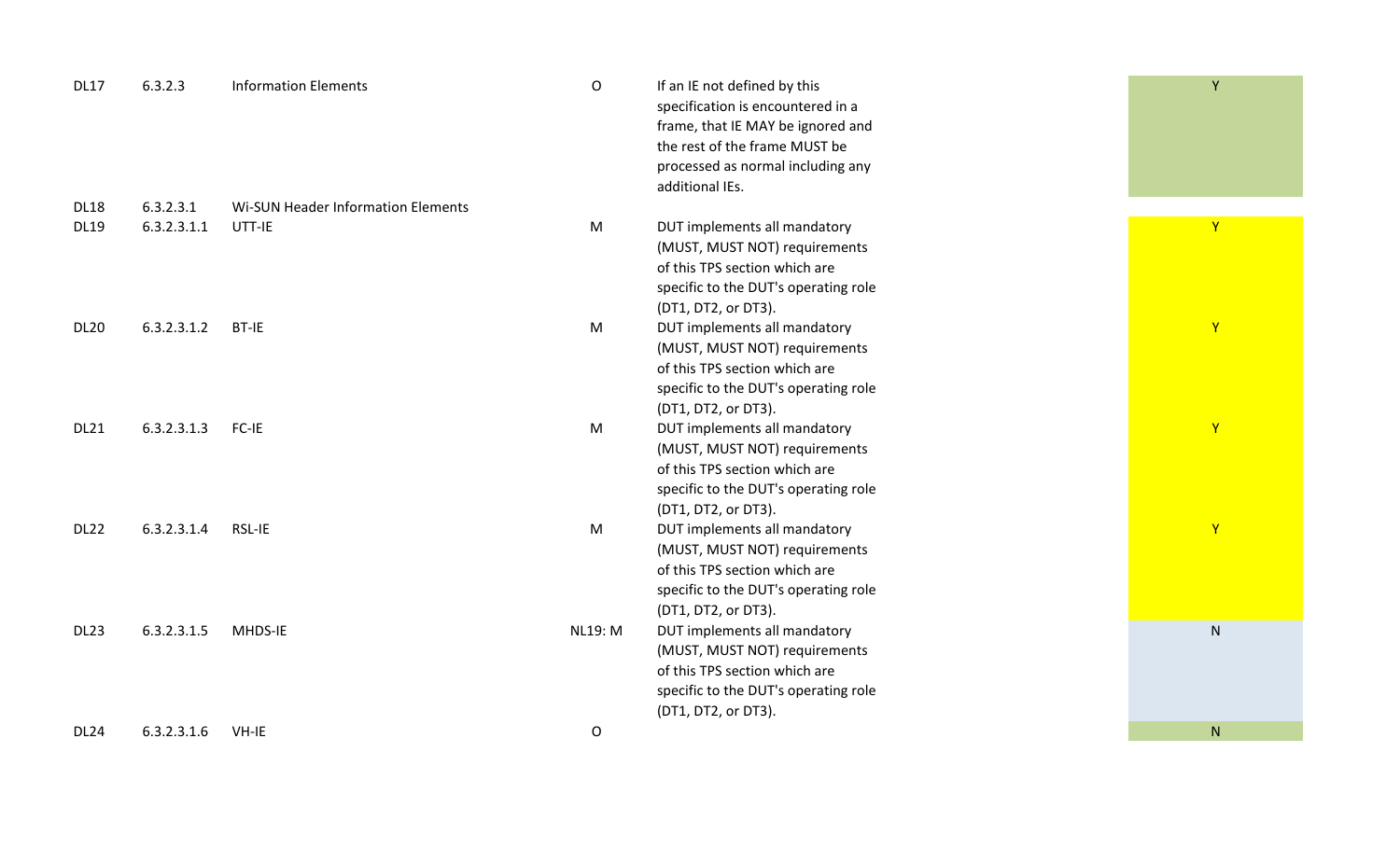| | | | | | |
|---|---|---|---|---|---|
| DL17 | 6.3.2.3 | Information Elements | O | If an IE not defined by this specification is encountered in a frame, that IE MAY be ignored and the rest of the frame MUST be processed as normal including any additional IEs. | Y |
| DL18 | 6.3.2.3.1 | Wi-SUN Header Information Elements | | | |
| DL19 | 6.3.2.3.1.1 | UTT-IE | M | DUT implements all mandatory (MUST, MUST NOT) requirements of this TPS section which are specific to the DUT's operating role (DT1, DT2, or DT3). | Y |
| DL20 | 6.3.2.3.1.2 | BT-IE | M | DUT implements all mandatory (MUST, MUST NOT) requirements of this TPS section which are specific to the DUT's operating role (DT1, DT2, or DT3). | Y |
| DL21 | 6.3.2.3.1.3 | FC-IE | M | DUT implements all mandatory (MUST, MUST NOT) requirements of this TPS section which are specific to the DUT's operating role (DT1, DT2, or DT3). | Y |
| DL22 | 6.3.2.3.1.4 | RSL-IE | M | DUT implements all mandatory (MUST, MUST NOT) requirements of this TPS section which are specific to the DUT's operating role (DT1, DT2, or DT3). | Y |
| DL23 | 6.3.2.3.1.5 | MHDS-IE | NL19: M | DUT implements all mandatory (MUST, MUST NOT) requirements of this TPS section which are specific to the DUT's operating role (DT1, DT2, or DT3). | N |
| DL24 | 6.3.2.3.1.6 | VH-IE | O | | N |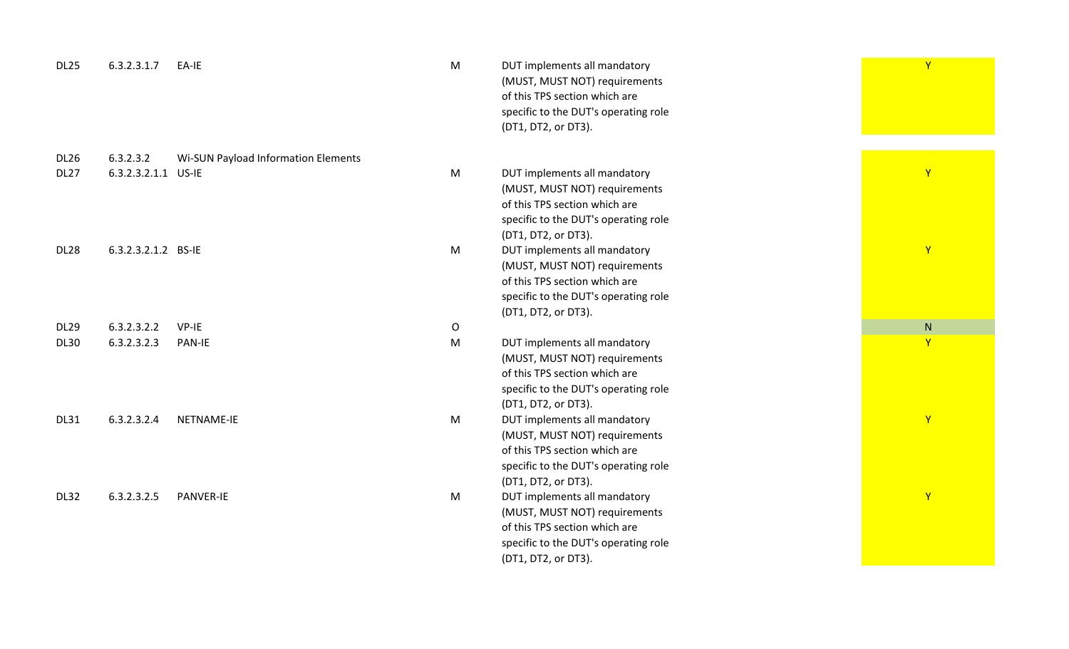| | | | | | |
|---|---|---|---|---|---|
| DL25 | 6.3.2.3.1.7 | EA-IE | M | DUT implements all mandatory (MUST, MUST NOT) requirements of this TPS section which are specific to the DUT's operating role (DT1, DT2, or DT3). | Y |
| DL26 | 6.3.2.3.2 | Wi-SUN Payload Information Elements | | | |
| DL27 | 6.3.2.3.2.1.1 | US-IE | M | DUT implements all mandatory (MUST, MUST NOT) requirements of this TPS section which are specific to the DUT's operating role (DT1, DT2, or DT3). | Y |
| DL28 | 6.3.2.3.2.1.2 | BS-IE | M | DUT implements all mandatory (MUST, MUST NOT) requirements of this TPS section which are specific to the DUT's operating role (DT1, DT2, or DT3). | Y |
| DL29 | 6.3.2.3.2.2 | VP-IE | O | | N |
| DL30 | 6.3.2.3.2.3 | PAN-IE | M | DUT implements all mandatory (MUST, MUST NOT) requirements of this TPS section which are specific to the DUT's operating role (DT1, DT2, or DT3). | Y |
| DL31 | 6.3.2.3.2.4 | NETNAME-IE | M | DUT implements all mandatory (MUST, MUST NOT) requirements of this TPS section which are specific to the DUT's operating role (DT1, DT2, or DT3). | Y |
| DL32 | 6.3.2.3.2.5 | PANVER-IE | M | DUT implements all mandatory (MUST, MUST NOT) requirements of this TPS section which are specific to the DUT's operating role (DT1, DT2, or DT3). | Y |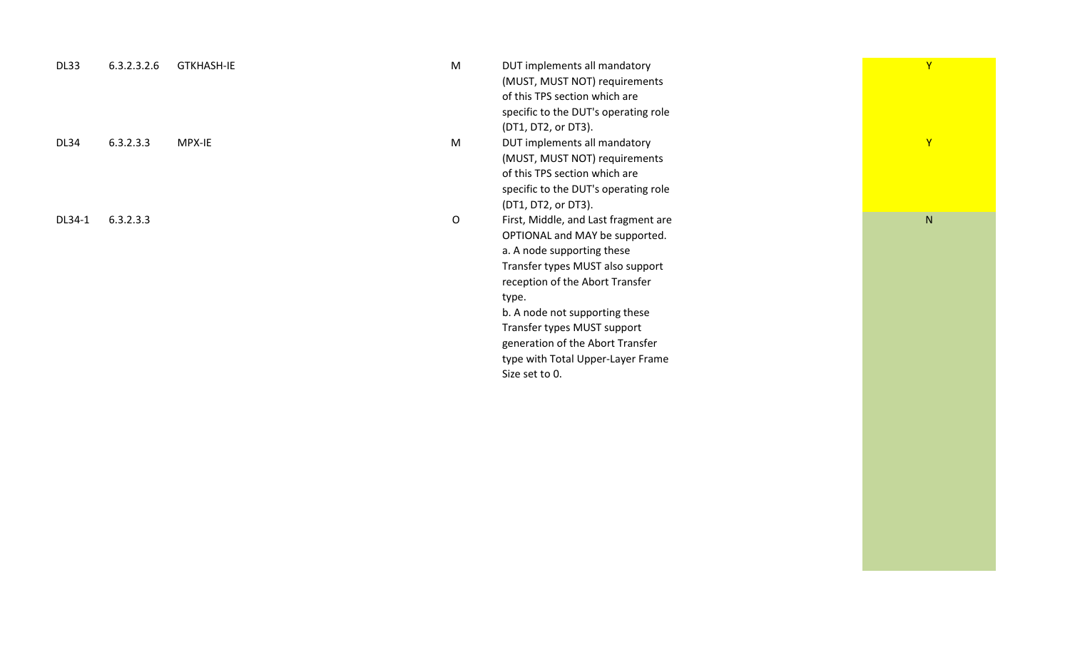| | | | | | |
|---|---|---|---|---|---|
| DL33 | 6.3.2.3.2.6 | GTKHASH-IE | M | DUT implements all mandatory (MUST, MUST NOT) requirements of this TPS section which are specific to the DUT's operating role (DT1, DT2, or DT3). | Y |
| DL34 | 6.3.2.3.3 | MPX-IE | M | DUT implements all mandatory (MUST, MUST NOT) requirements of this TPS section which are specific to the DUT's operating role (DT1, DT2, or DT3). | Y |
| DL34-1 | 6.3.2.3.3 | | O | First, Middle, and Last fragment are OPTIONAL and MAY be supported.<br>a. A node supporting these Transfer types MUST also support reception of the Abort Transfer type.<br>b. A node not supporting these Transfer types MUST support generation of the Abort Transfer type with Total Upper-Layer Frame Size set to 0. | N |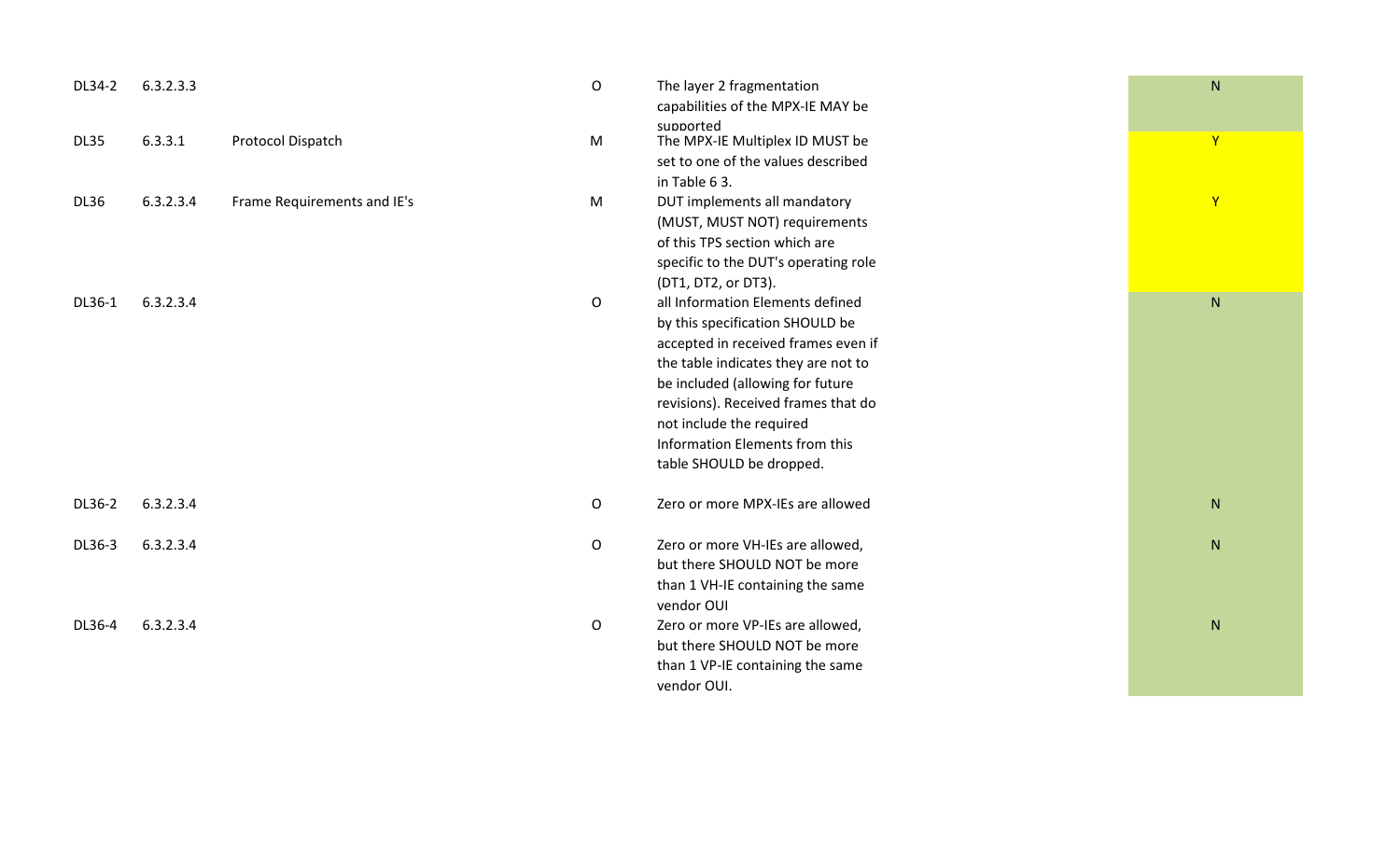| | | | | | |
|---|---|---|---|---|---|
| DL34-2 | 6.3.2.3.3 | | O | The layer 2 fragmentation capabilities of the MPX-IE MAY be supported | N |
| DL35 | 6.3.3.1 | Protocol Dispatch | M | The MPX-IE Multiplex ID MUST be set to one of the values described in Table 6 3. | Y |
| DL36 | 6.3.2.3.4 | Frame Requirements and IE's | M | DUT implements all mandatory (MUST, MUST NOT) requirements of this TPS section which are specific to the DUT's operating role (DT1, DT2, or DT3). | Y |
| DL36-1 | 6.3.2.3.4 | | O | all Information Elements defined by this specification SHOULD be accepted in received frames even if the table indicates they are not to be included (allowing for future revisions). Received frames that do not include the required Information Elements from this table SHOULD be dropped. | N |
| DL36-2 | 6.3.2.3.4 | | O | Zero or more MPX-IEs are allowed | N |
| DL36-3 | 6.3.2.3.4 | | O | Zero or more VH-IEs are allowed, but there SHOULD NOT be more than 1 VH-IE containing the same vendor OUI | N |
| DL36-4 | 6.3.2.3.4 | | O | Zero or more VP-IEs are allowed, but there SHOULD NOT be more than 1 VP-IE containing the same vendor OUI. | N |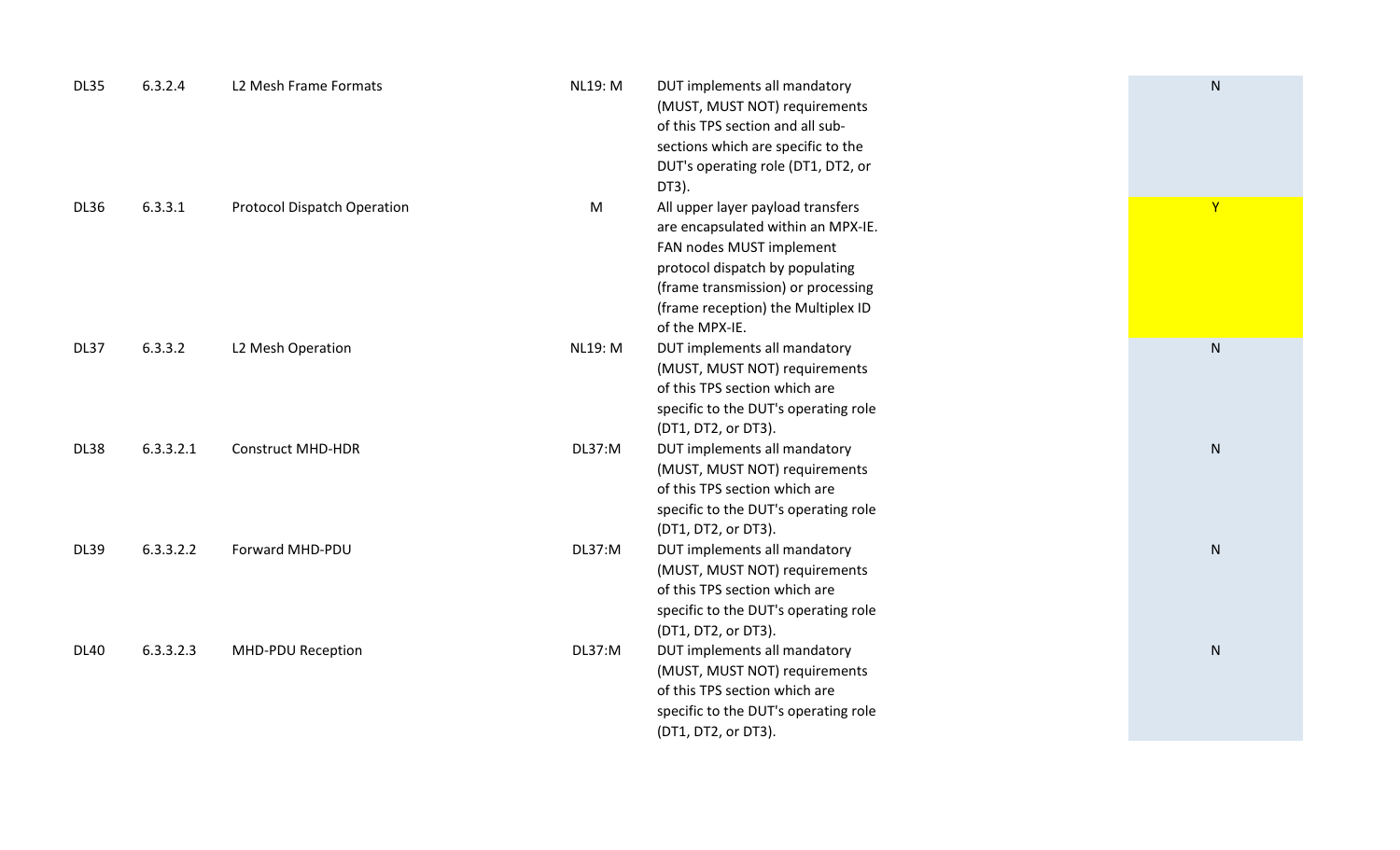| | | | | | |
|---|---|---|---|---|---|
| DL35 | 6.3.2.4 | L2 Mesh Frame Formats | NL19: M | DUT implements all mandatory (MUST, MUST NOT) requirements of this TPS section and all sub-sections which are specific to the DUT's operating role (DT1, DT2, or DT3). | N |
| DL36 | 6.3.3.1 | Protocol Dispatch Operation | M | All upper layer payload transfers are encapsulated within an MPX-IE. FAN nodes MUST implement protocol dispatch by populating (frame transmission) or processing (frame reception) the Multiplex ID of the MPX-IE. | Y |
| DL37 | 6.3.3.2 | L2 Mesh Operation | NL19: M | DUT implements all mandatory (MUST, MUST NOT) requirements of this TPS section which are specific to the DUT's operating role (DT1, DT2, or DT3). | N |
| DL38 | 6.3.3.2.1 | Construct MHD-HDR | DL37:M | DUT implements all mandatory (MUST, MUST NOT) requirements of this TPS section which are specific to the DUT's operating role (DT1, DT2, or DT3). | N |
| DL39 | 6.3.3.2.2 | Forward MHD-PDU | DL37:M | DUT implements all mandatory (MUST, MUST NOT) requirements of this TPS section which are specific to the DUT's operating role (DT1, DT2, or DT3). | N |
| DL40 | 6.3.3.2.3 | MHD-PDU Reception | DL37:M | DUT implements all mandatory (MUST, MUST NOT) requirements of this TPS section which are specific to the DUT's operating role (DT1, DT2, or DT3). | N |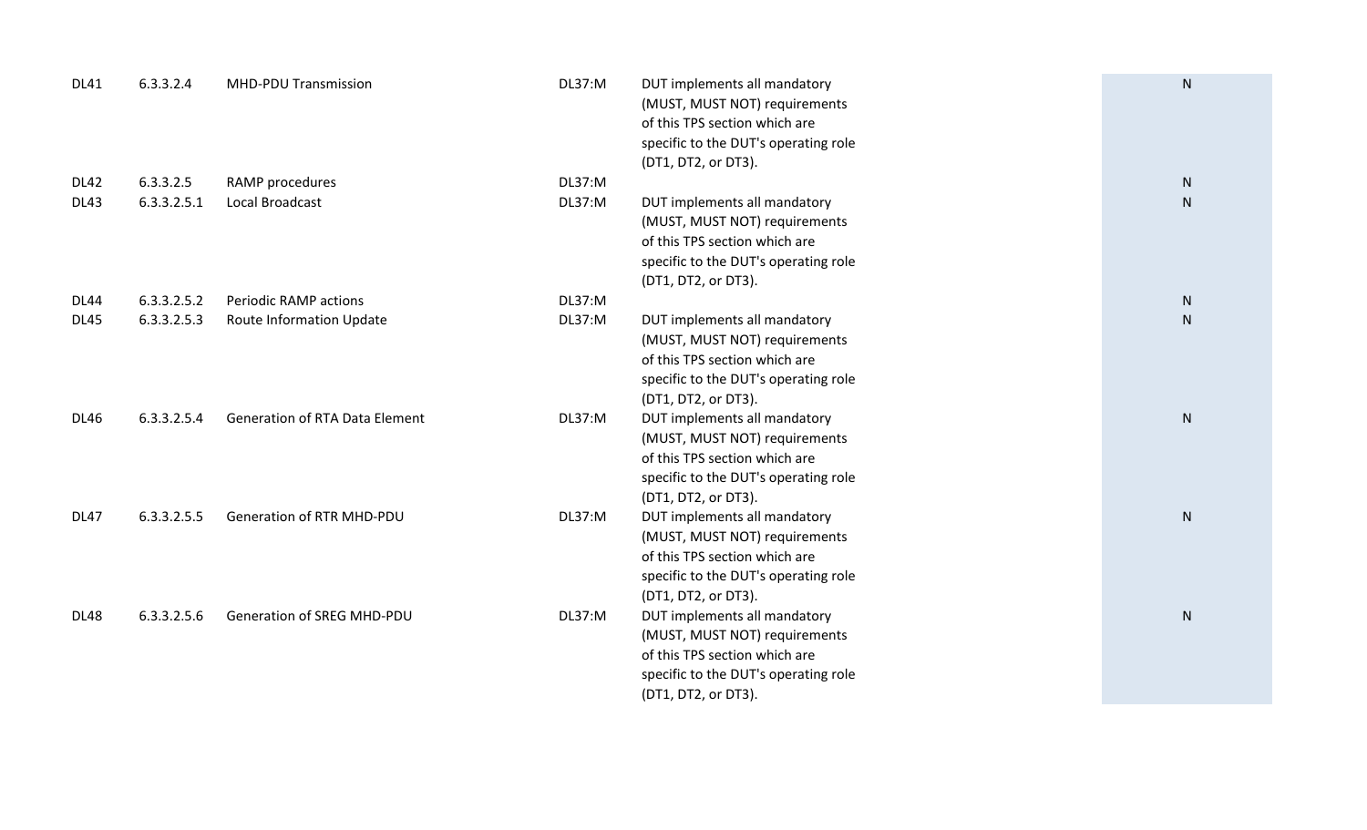| | | | | | |
|---|---|---|---|---|---|
| DL41 | 6.3.3.2.4 | MHD-PDU Transmission | DL37:M | DUT implements all mandatory (MUST, MUST NOT) requirements of this TPS section which are specific to the DUT's operating role (DT1, DT2, or DT3). | N |
| DL42 | 6.3.3.2.5 | RAMP procedures | DL37:M | | N |
| DL43 | 6.3.3.2.5.1 | Local Broadcast | DL37:M | DUT implements all mandatory (MUST, MUST NOT) requirements of this TPS section which are specific to the DUT's operating role (DT1, DT2, or DT3). | N |
| DL44 | 6.3.3.2.5.2 | Periodic RAMP actions | DL37:M | | N |
| DL45 | 6.3.3.2.5.3 | Route Information Update | DL37:M | DUT implements all mandatory (MUST, MUST NOT) requirements of this TPS section which are specific to the DUT's operating role (DT1, DT2, or DT3). | N |
| DL46 | 6.3.3.2.5.4 | Generation of RTA Data Element | DL37:M | DUT implements all mandatory (MUST, MUST NOT) requirements of this TPS section which are specific to the DUT's operating role (DT1, DT2, or DT3). | N |
| DL47 | 6.3.3.2.5.5 | Generation of RTR MHD-PDU | DL37:M | DUT implements all mandatory (MUST, MUST NOT) requirements of this TPS section which are specific to the DUT's operating role (DT1, DT2, or DT3). | N |
| DL48 | 6.3.3.2.5.6 | Generation of SREG MHD-PDU | DL37:M | DUT implements all mandatory (MUST, MUST NOT) requirements of this TPS section which are specific to the DUT's operating role (DT1, DT2, or DT3). | N |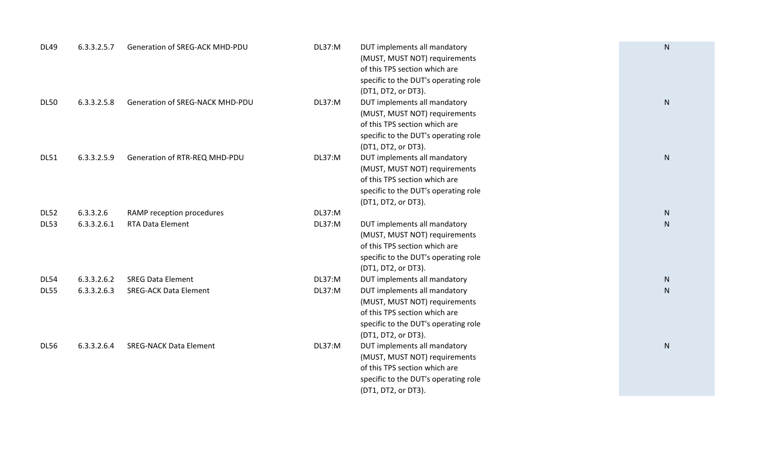| | | | | | |
|---|---|---|---|---|---|
| DL49 | 6.3.3.2.5.7 | Generation of SREG-ACK MHD-PDU | DL37:M | DUT implements all mandatory (MUST, MUST NOT) requirements of this TPS section which are specific to the DUT's operating role (DT1, DT2, or DT3). | N |
| DL50 | 6.3.3.2.5.8 | Generation of SREG-NACK MHD-PDU | DL37:M | DUT implements all mandatory (MUST, MUST NOT) requirements of this TPS section which are specific to the DUT's operating role (DT1, DT2, or DT3). | N |
| DL51 | 6.3.3.2.5.9 | Generation of RTR-REQ MHD-PDU | DL37:M | DUT implements all mandatory (MUST, MUST NOT) requirements of this TPS section which are specific to the DUT's operating role (DT1, DT2, or DT3). | N |
| DL52 | 6.3.3.2.6 | RAMP reception procedures | DL37:M | | N |
| DL53 | 6.3.3.2.6.1 | RTA Data Element | DL37:M | DUT implements all mandatory (MUST, MUST NOT) requirements of this TPS section which are specific to the DUT's operating role (DT1, DT2, or DT3). | N |
| DL54 | 6.3.3.2.6.2 | SREG Data Element | DL37:M | DUT implements all mandatory | N |
| DL55 | 6.3.3.2.6.3 | SREG-ACK Data Element | DL37:M | DUT implements all mandatory (MUST, MUST NOT) requirements of this TPS section which are specific to the DUT's operating role (DT1, DT2, or DT3). | N |
| DL56 | 6.3.3.2.6.4 | SREG-NACK Data Element | DL37:M | DUT implements all mandatory (MUST, MUST NOT) requirements of this TPS section which are specific to the DUT's operating role (DT1, DT2, or DT3). | N |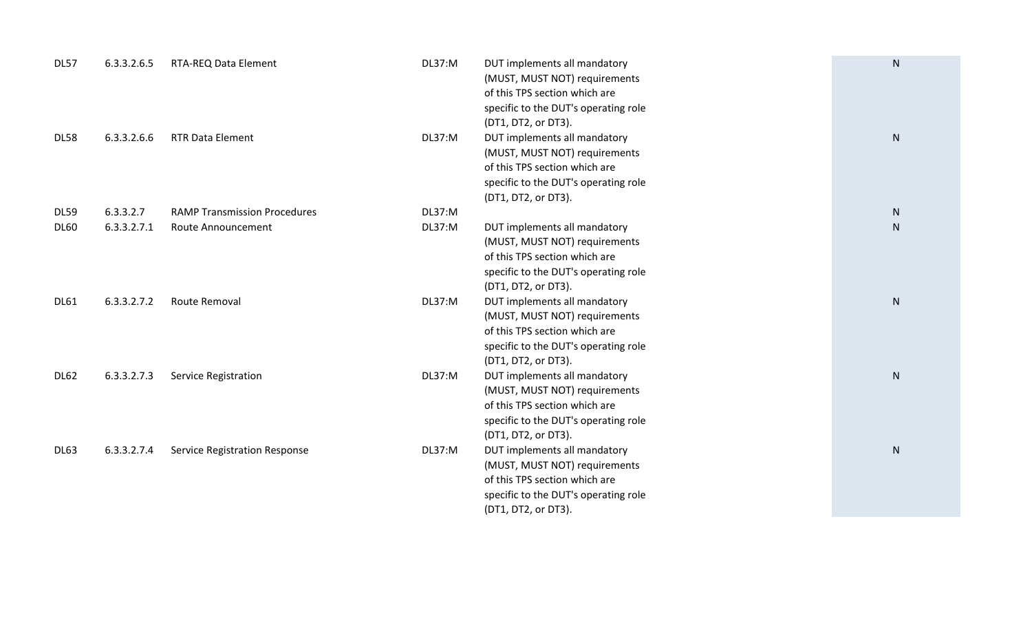| | | | | | |
|---|---|---|---|---|---|
| DL57 | 6.3.3.2.6.5 | RTA-REQ Data Element | DL37:M | DUT implements all mandatory (MUST, MUST NOT) requirements of this TPS section which are specific to the DUT's operating role (DT1, DT2, or DT3). | N |
| DL58 | 6.3.3.2.6.6 | RTR Data Element | DL37:M | DUT implements all mandatory (MUST, MUST NOT) requirements of this TPS section which are specific to the DUT's operating role (DT1, DT2, or DT3). | N |
| DL59 | 6.3.3.2.7 | RAMP Transmission Procedures | DL37:M | | N |
| DL60 | 6.3.3.2.7.1 | Route Announcement | DL37:M | DUT implements all mandatory (MUST, MUST NOT) requirements of this TPS section which are specific to the DUT's operating role (DT1, DT2, or DT3). | N |
| DL61 | 6.3.3.2.7.2 | Route Removal | DL37:M | DUT implements all mandatory (MUST, MUST NOT) requirements of this TPS section which are specific to the DUT's operating role (DT1, DT2, or DT3). | N |
| DL62 | 6.3.3.2.7.3 | Service Registration | DL37:M | DUT implements all mandatory (MUST, MUST NOT) requirements of this TPS section which are specific to the DUT's operating role (DT1, DT2, or DT3). | N |
| DL63 | 6.3.3.2.7.4 | Service Registration Response | DL37:M | DUT implements all mandatory (MUST, MUST NOT) requirements of this TPS section which are specific to the DUT's operating role (DT1, DT2, or DT3). | N |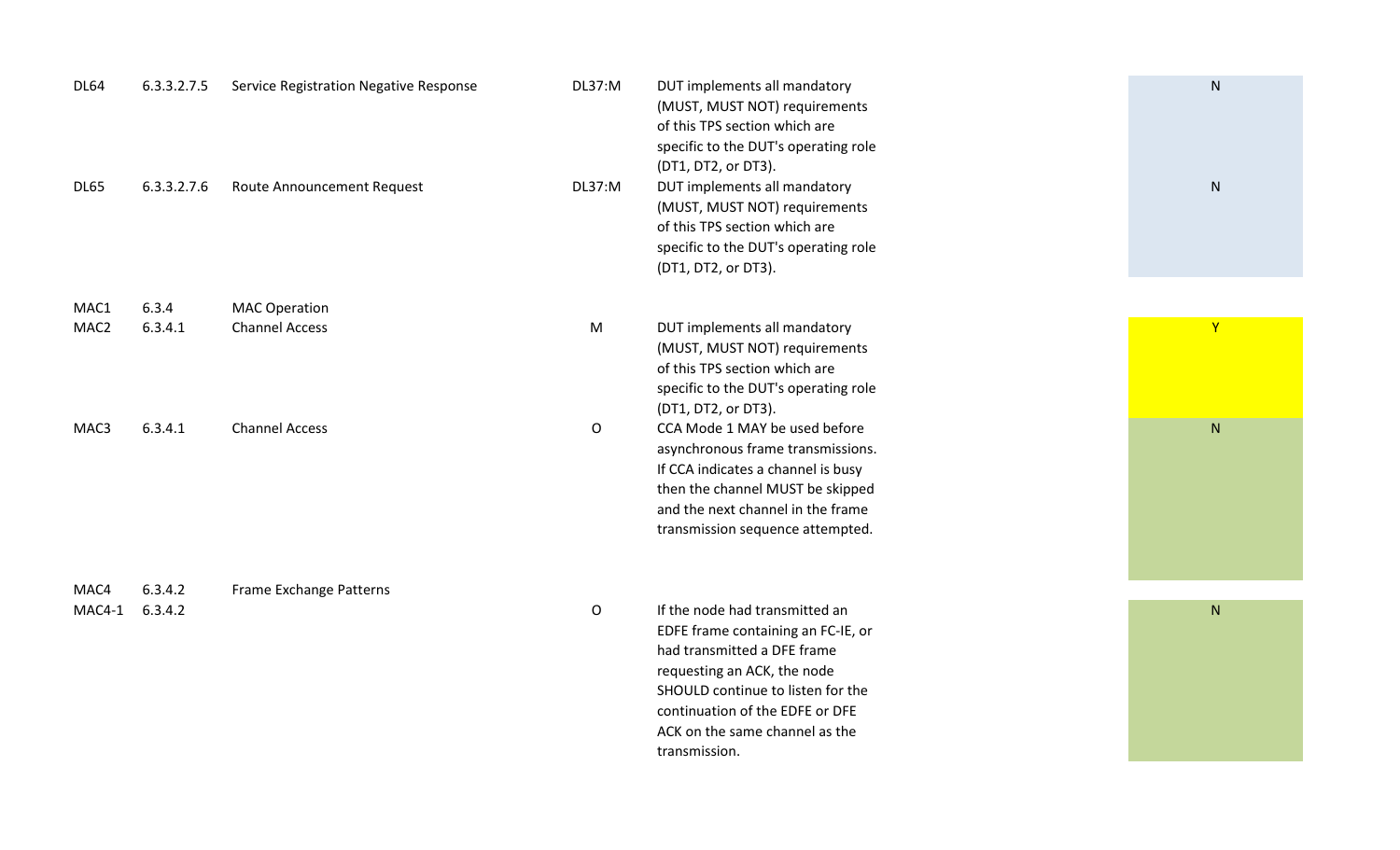| | | | | | |
|---|---|---|---|---|---|
| DL64 | 6.3.3.2.7.5 | Service Registration Negative Response | DL37:M | DUT implements all mandatory (MUST, MUST NOT) requirements of this TPS section which are specific to the DUT's operating role (DT1, DT2, or DT3). | N |
| DL65 | 6.3.3.2.7.6 | Route Announcement Request | DL37:M | DUT implements all mandatory (MUST, MUST NOT) requirements of this TPS section which are specific to the DUT's operating role (DT1, DT2, or DT3). | N |
| MAC1 | 6.3.4 | MAC Operation | | | |
| MAC2 | 6.3.4.1 | Channel Access | M | DUT implements all mandatory (MUST, MUST NOT) requirements of this TPS section which are specific to the DUT's operating role (DT1, DT2, or DT3). | Y |
| MAC3 | 6.3.4.1 | Channel Access | O | CCA Mode 1 MAY be used before asynchronous frame transmissions. If CCA indicates a channel is busy then the channel MUST be skipped and the next channel in the frame transmission sequence attempted. | N |
| MAC4 | 6.3.4.2 | Frame Exchange Patterns | | | |
| MAC4-1 | 6.3.4.2 | | O | If the node had transmitted an EDFE frame containing an FC-IE, or had transmitted a DFE frame requesting an ACK, the node SHOULD continue to listen for the continuation of the EDFE or DFE ACK on the same channel as the transmission. | N |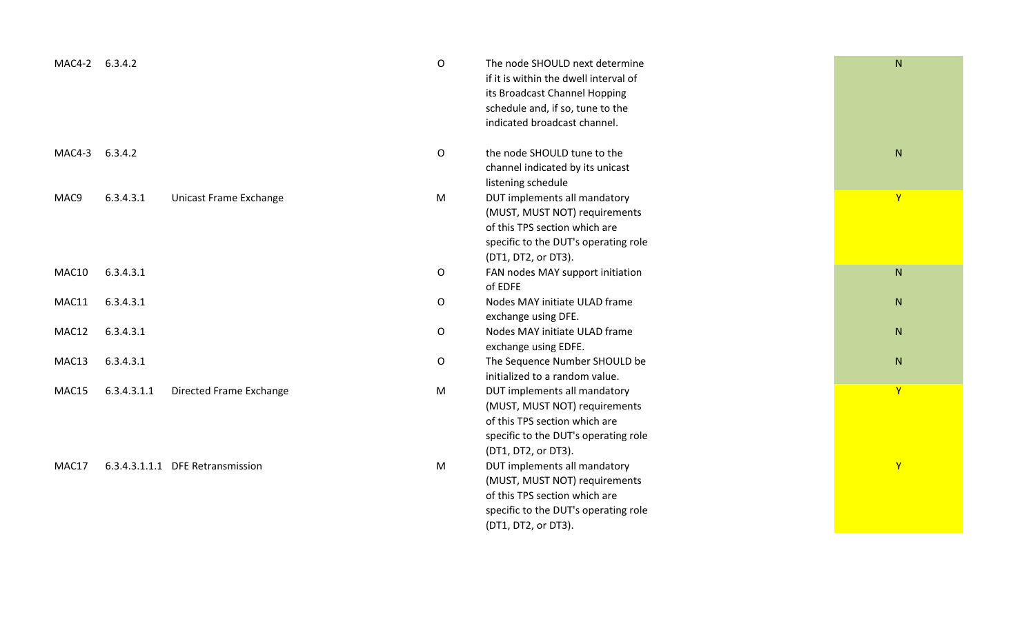| | | | | | |
|---|---|---|---|---|---|
| MAC4-2 | 6.3.4.2 | | O | The node SHOULD next determine if it is within the dwell interval of its Broadcast Channel Hopping schedule and, if so, tune to the indicated broadcast channel. | N |
| MAC4-3 | 6.3.4.2 | | O | the node SHOULD tune to the channel indicated by its unicast listening schedule | N |
| MAC9 | 6.3.4.3.1 | Unicast Frame Exchange | M | DUT implements all mandatory (MUST, MUST NOT) requirements of this TPS section which are specific to the DUT's operating role (DT1, DT2, or DT3). | Y |
| MAC10 | 6.3.4.3.1 | | O | FAN nodes MAY support initiation of EDFE | N |
| MAC11 | 6.3.4.3.1 | | O | Nodes MAY initiate ULAD frame exchange using DFE. | N |
| MAC12 | 6.3.4.3.1 | | O | Nodes MAY initiate ULAD frame exchange using EDFE. | N |
| MAC13 | 6.3.4.3.1 | | O | The Sequence Number SHOULD be initialized to a random value. | N |
| MAC15 | 6.3.4.3.1.1 | Directed Frame Exchange | M | DUT implements all mandatory (MUST, MUST NOT) requirements of this TPS section which are specific to the DUT's operating role (DT1, DT2, or DT3). | Y |
| MAC17 | 6.3.4.3.1.1.1 | DFE Retransmission | M | DUT implements all mandatory (MUST, MUST NOT) requirements of this TPS section which are specific to the DUT's operating role (DT1, DT2, or DT3). | Y |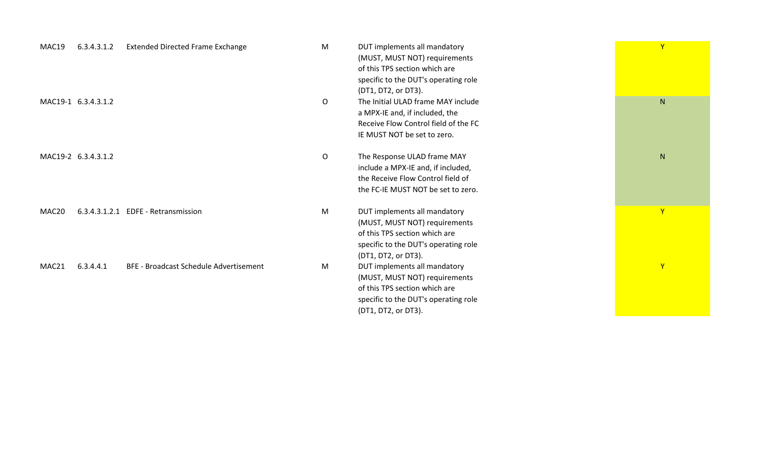| | | | | | |
|---|---|---|---|---|---|
| MAC19 | 6.3.4.3.1.2 | Extended Directed Frame Exchange | M | DUT implements all mandatory (MUST, MUST NOT) requirements of this TPS section which are specific to the DUT's operating role (DT1, DT2, or DT3). | Y |
| MAC19-1 | 6.3.4.3.1.2 | | O | The Initial ULAD frame MAY include a MPX-IE and, if included, the Receive Flow Control field of the FC IE MUST NOT be set to zero. | N |
| MAC19-2 | 6.3.4.3.1.2 | | O | The Response ULAD frame MAY include a MPX-IE and, if included, the Receive Flow Control field of the FC-IE MUST NOT be set to zero. | N |
| MAC20 | 6.3.4.3.1.2.1 | EDFE - Retransmission | M | DUT implements all mandatory (MUST, MUST NOT) requirements of this TPS section which are specific to the DUT's operating role (DT1, DT2, or DT3). | Y |
| MAC21 | 6.3.4.4.1 | BFE - Broadcast Schedule Advertisement | M | DUT implements all mandatory (MUST, MUST NOT) requirements of this TPS section which are specific to the DUT's operating role (DT1, DT2, or DT3). | Y |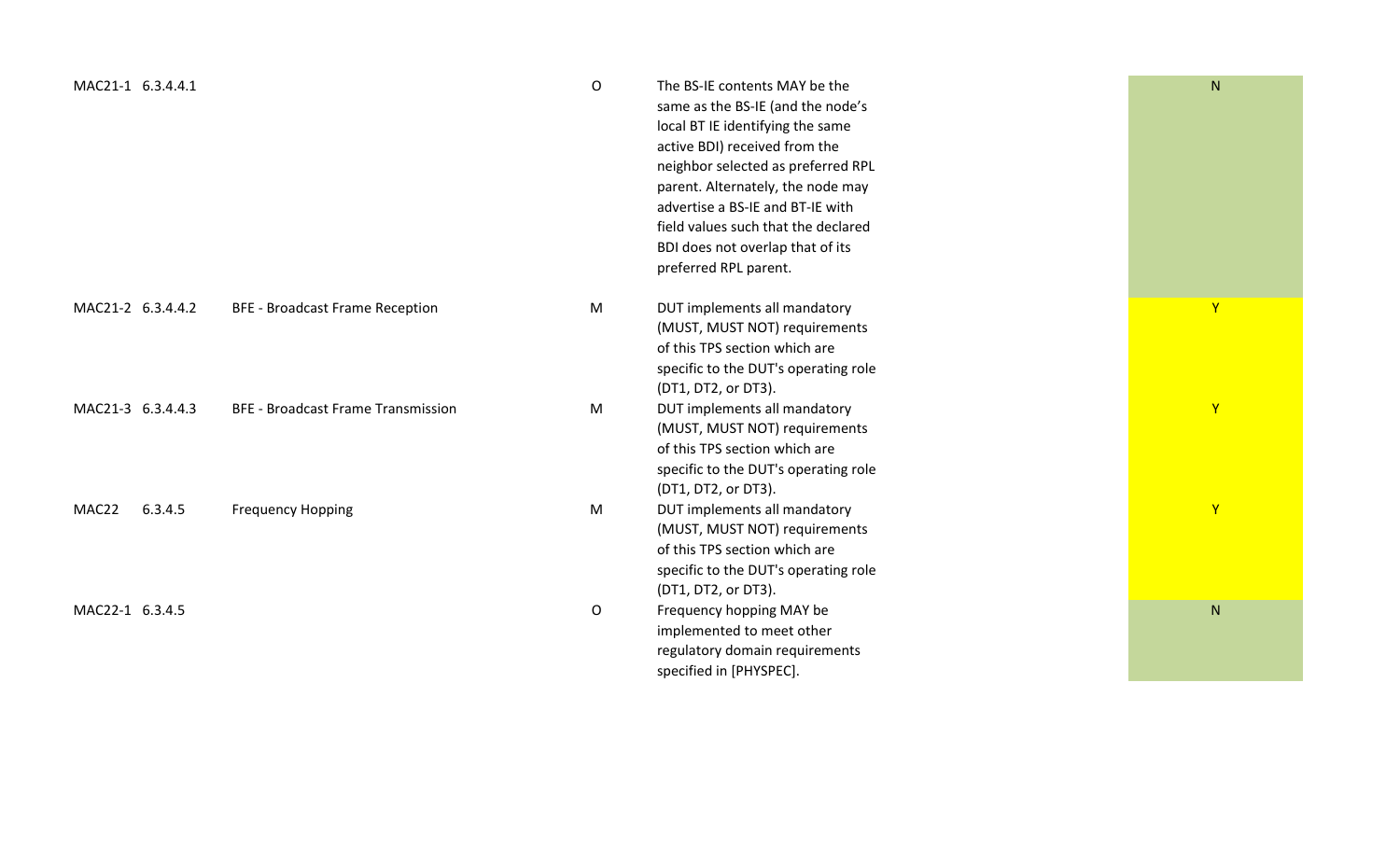| | | | | | |
|---|---|---|---|---|---|
| MAC21-1 | 6.3.4.4.1 | | O | The BS-IE contents MAY be the same as the BS-IE (and the node's local BT IE identifying the same active BDI) received from the neighbor selected as preferred RPL parent. Alternately, the node may advertise a BS-IE and BT-IE with field values such that the declared BDI does not overlap that of its preferred RPL parent. | N |
| MAC21-2 | 6.3.4.4.2 | BFE - Broadcast Frame Reception | M | DUT implements all mandatory (MUST, MUST NOT) requirements of this TPS section which are specific to the DUT's operating role (DT1, DT2, or DT3). | Y |
| MAC21-3 | 6.3.4.4.3 | BFE - Broadcast Frame Transmission | M | DUT implements all mandatory (MUST, MUST NOT) requirements of this TPS section which are specific to the DUT's operating role (DT1, DT2, or DT3). | Y |
| MAC22 | 6.3.4.5 | Frequency Hopping | M | DUT implements all mandatory (MUST, MUST NOT) requirements of this TPS section which are specific to the DUT's operating role (DT1, DT2, or DT3). | Y |
| MAC22-1 | 6.3.4.5 | | O | Frequency hopping MAY be implemented to meet other regulatory domain requirements specified in [PHYSPEC]. | N |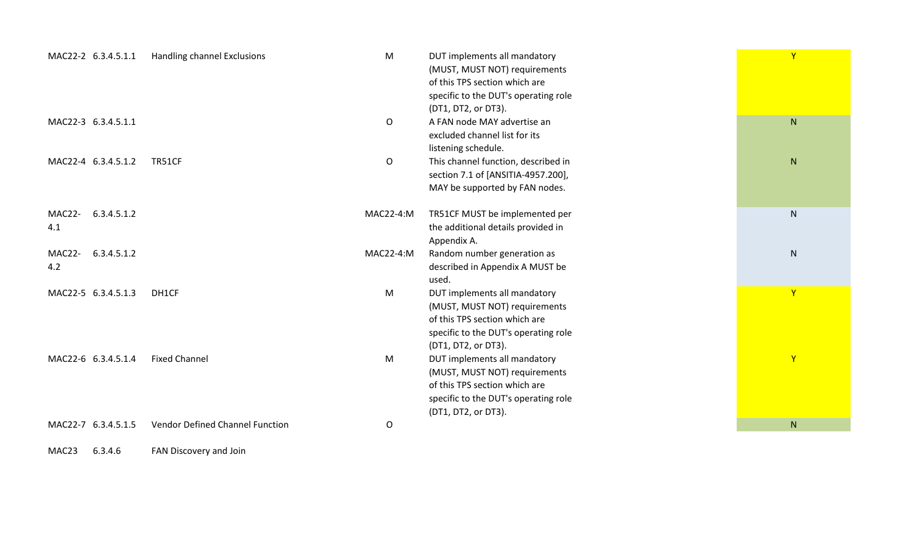| | | | | | |
|---|---|---|---|---|---|
| MAC22-2 | 6.3.4.5.1.1 | Handling channel Exclusions | M | DUT implements all mandatory (MUST, MUST NOT) requirements of this TPS section which are specific to the DUT's operating role (DT1, DT2, or DT3). | Y |
| MAC22-3 | 6.3.4.5.1.1 | | O | A FAN node MAY advertise an excluded channel list for its listening schedule. | N |
| MAC22-4 | 6.3.4.5.1.2 | TR51CF | O | This channel function, described in section 7.1 of [ANSITIA-4957.200], MAY be supported by FAN nodes. | N |
| MAC22-4.1 | 6.3.4.5.1.2 | | MAC22-4:M | TR51CF MUST be implemented per the additional details provided in Appendix A. | N |
| MAC22-4.2 | 6.3.4.5.1.2 | | MAC22-4:M | Random number generation as described in Appendix A MUST be used. | N |
| MAC22-5 | 6.3.4.5.1.3 | DH1CF | M | DUT implements all mandatory (MUST, MUST NOT) requirements of this TPS section which are specific to the DUT's operating role (DT1, DT2, or DT3). | Y |
| MAC22-6 | 6.3.4.5.1.4 | Fixed Channel | M | DUT implements all mandatory (MUST, MUST NOT) requirements of this TPS section which are specific to the DUT's operating role (DT1, DT2, or DT3). | Y |
| MAC22-7 | 6.3.4.5.1.5 | Vendor Defined Channel Function | O | | N |
| MAC23 | 6.3.4.6 | FAN Discovery and Join | | | |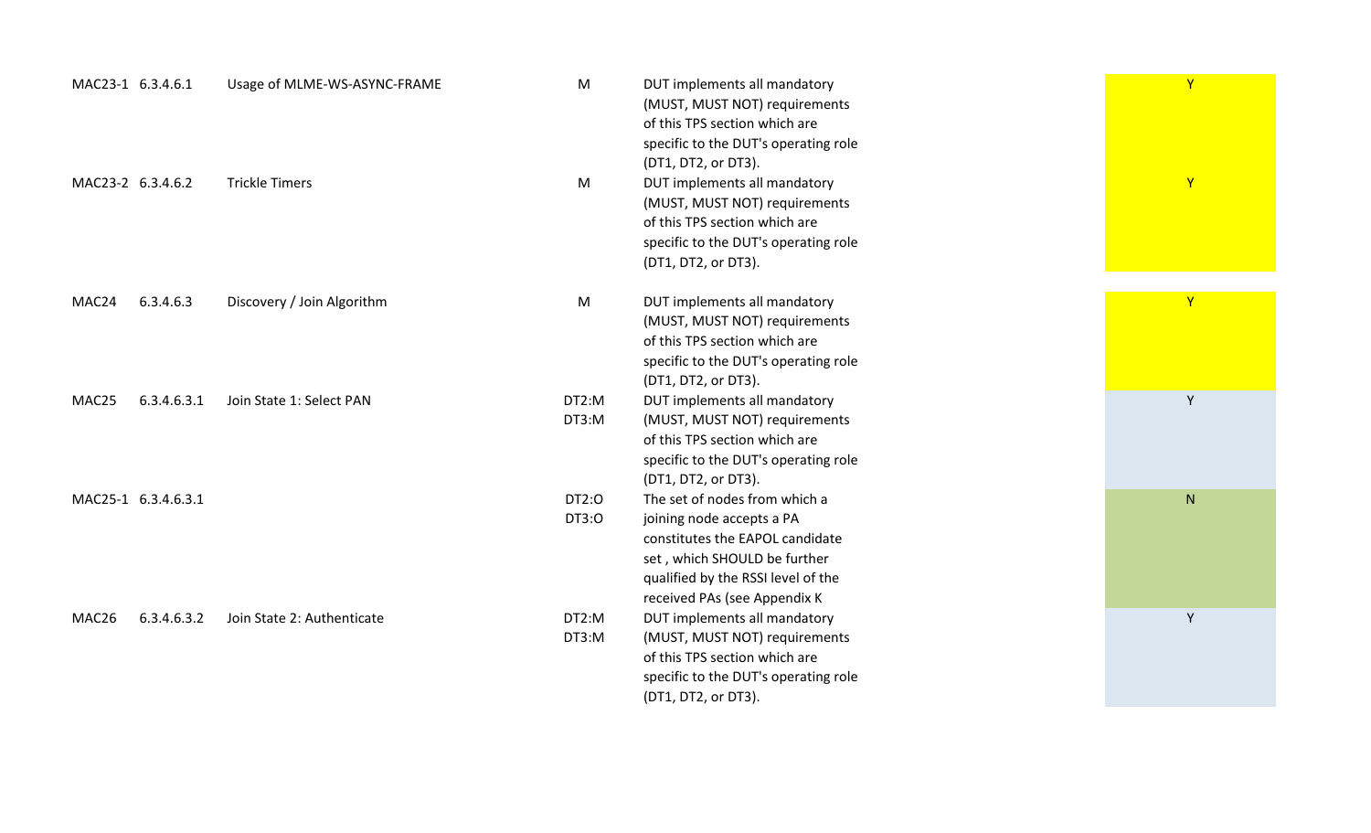| | | | | | |
|---|---|---|---|---|---|
| MAC23-1 | 6.3.4.6.1 | Usage of MLME-WS-ASYNC-FRAME | M | DUT implements all mandatory (MUST, MUST NOT) requirements of this TPS section which are specific to the DUT's operating role (DT1, DT2, or DT3). | Y |
| MAC23-2 | 6.3.4.6.2 | Trickle Timers | M | DUT implements all mandatory (MUST, MUST NOT) requirements of this TPS section which are specific to the DUT's operating role (DT1, DT2, or DT3). | Y |
| MAC24 | 6.3.4.6.3 | Discovery / Join Algorithm | M | DUT implements all mandatory (MUST, MUST NOT) requirements of this TPS section which are specific to the DUT's operating role (DT1, DT2, or DT3). | Y |
| MAC25 | 6.3.4.6.3.1 | Join State 1: Select PAN | DT2:M<br>DT3:M | DUT implements all mandatory (MUST, MUST NOT) requirements of this TPS section which are specific to the DUT's operating role (DT1, DT2, or DT3). | Y |
| MAC25-1 | 6.3.4.6.3.1 | | DT2:O<br>DT3:O | The set of nodes from which a joining node accepts a PA constitutes the EAPOL candidate set , which SHOULD be further qualified by the RSSI level of the received PAs (see Appendix K | N |
| MAC26 | 6.3.4.6.3.2 | Join State 2: Authenticate | DT2:M<br>DT3:M | DUT implements all mandatory (MUST, MUST NOT) requirements of this TPS section which are specific to the DUT's operating role (DT1, DT2, or DT3). | Y |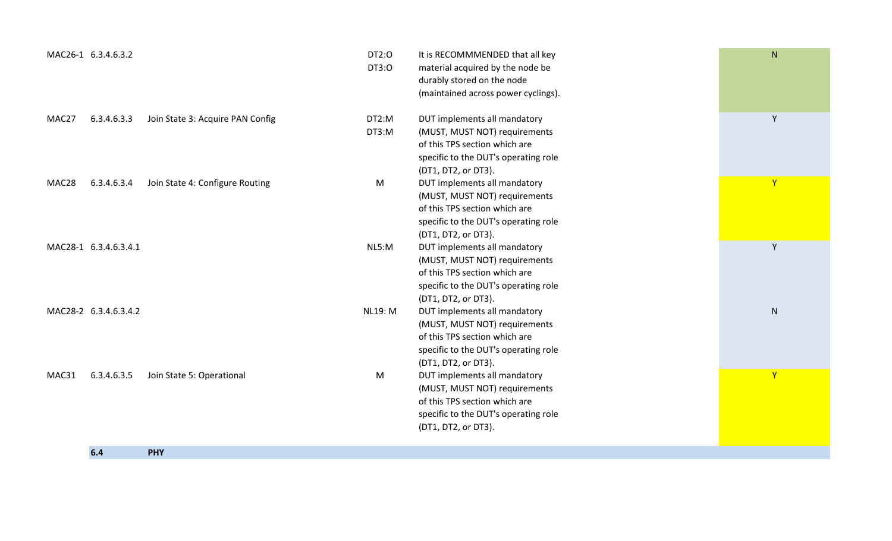| | | | | | |
|---|---|---|---|---|---|
| MAC26-1 | 6.3.4.6.3.2 | | DT2:O<br>DT3:O | It is RECOMMMENDED that all key material acquired by the node be durably stored on the node (maintained across power cyclings). | N |
| MAC27 | 6.3.4.6.3.3 | Join State 3: Acquire PAN Config | DT2:M<br>DT3:M | DUT implements all mandatory (MUST, MUST NOT) requirements of this TPS section which are specific to the DUT's operating role (DT1, DT2, or DT3). | Y |
| MAC28 | 6.3.4.6.3.4 | Join State 4: Configure Routing | M | DUT implements all mandatory (MUST, MUST NOT) requirements of this TPS section which are specific to the DUT's operating role (DT1, DT2, or DT3). | Y |
| MAC28-1 | 6.3.4.6.3.4.1 | | NL5:M | DUT implements all mandatory (MUST, MUST NOT) requirements of this TPS section which are specific to the DUT's operating role (DT1, DT2, or DT3). | Y |
| MAC28-2 | 6.3.4.6.3.4.2 | | NL19: M | DUT implements all mandatory (MUST, MUST NOT) requirements of this TPS section which are specific to the DUT's operating role (DT1, DT2, or DT3). | N |
| MAC31 | 6.3.4.6.3.5 | Join State 5: Operational | M | DUT implements all mandatory (MUST, MUST NOT) requirements of this TPS section which are specific to the DUT's operating role (DT1, DT2, or DT3). | Y |
| | **6.4** | **PHY** | | | |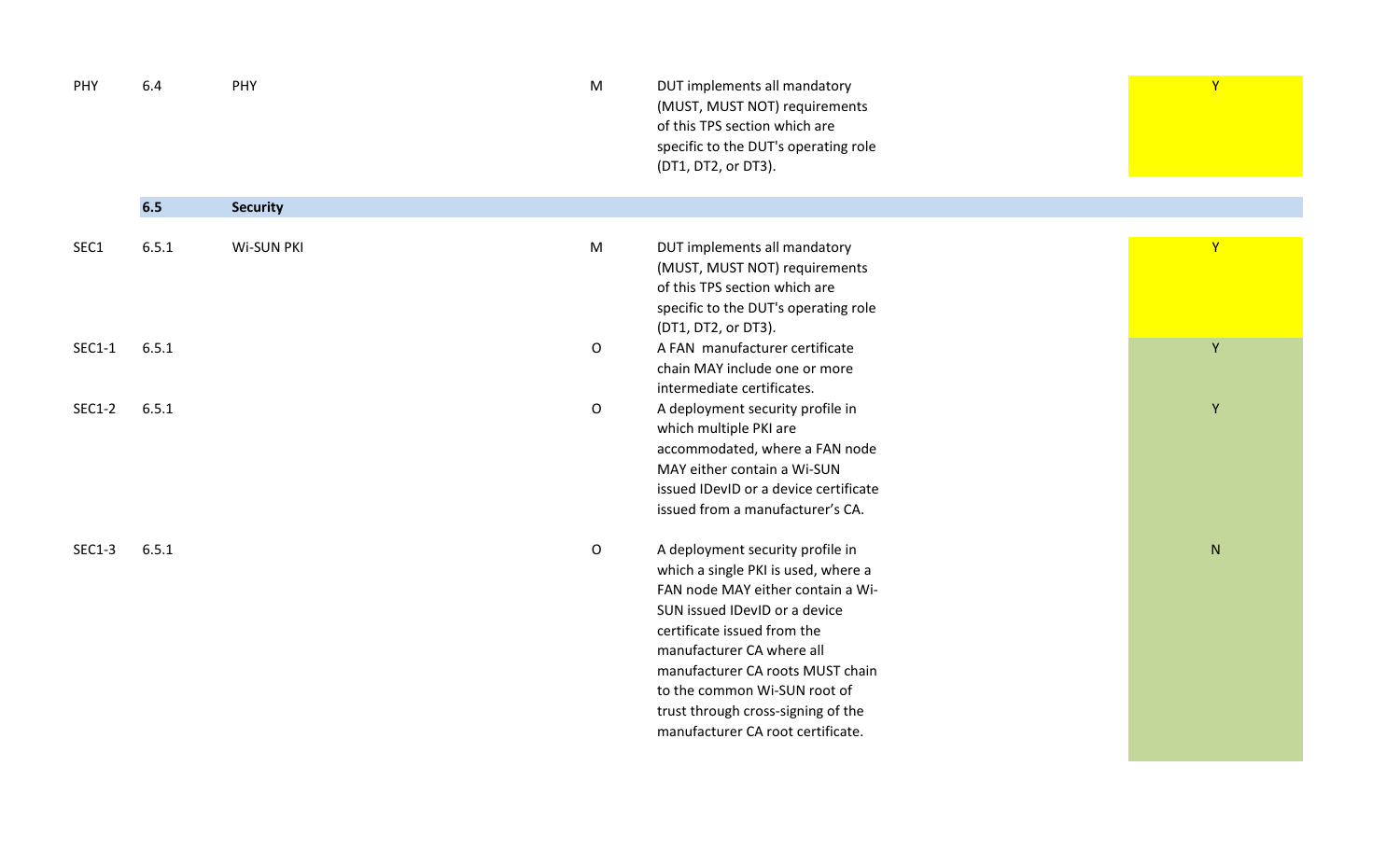| | | | | | |
|---|---|---|---|---|---|
| PHY | 6.4 | PHY | M | DUT implements all mandatory (MUST, MUST NOT) requirements of this TPS section which are specific to the DUT's operating role (DT1, DT2, or DT3). | Y |
| | **6.5** | **Security** | | | |
| SEC1 | 6.5.1 | Wi-SUN PKI | M | DUT implements all mandatory (MUST, MUST NOT) requirements of this TPS section which are specific to the DUT's operating role (DT1, DT2, or DT3). | Y |
| SEC1-1 | 6.5.1 | | O | A FAN manufacturer certificate chain MAY include one or more intermediate certificates. | Y |
| SEC1-2 | 6.5.1 | | O | A deployment security profile in which multiple PKI are accommodated, where a FAN node MAY either contain a Wi-SUN issued IDevID or a device certificate issued from a manufacturer's CA. | Y |
| SEC1-3 | 6.5.1 | | O | A deployment security profile in which a single PKI is used, where a FAN node MAY either contain a Wi-SUN issued IDevID or a device certificate issued from the manufacturer CA where all manufacturer CA roots MUST chain to the common Wi-SUN root of trust through cross-signing of the manufacturer CA root certificate. | N |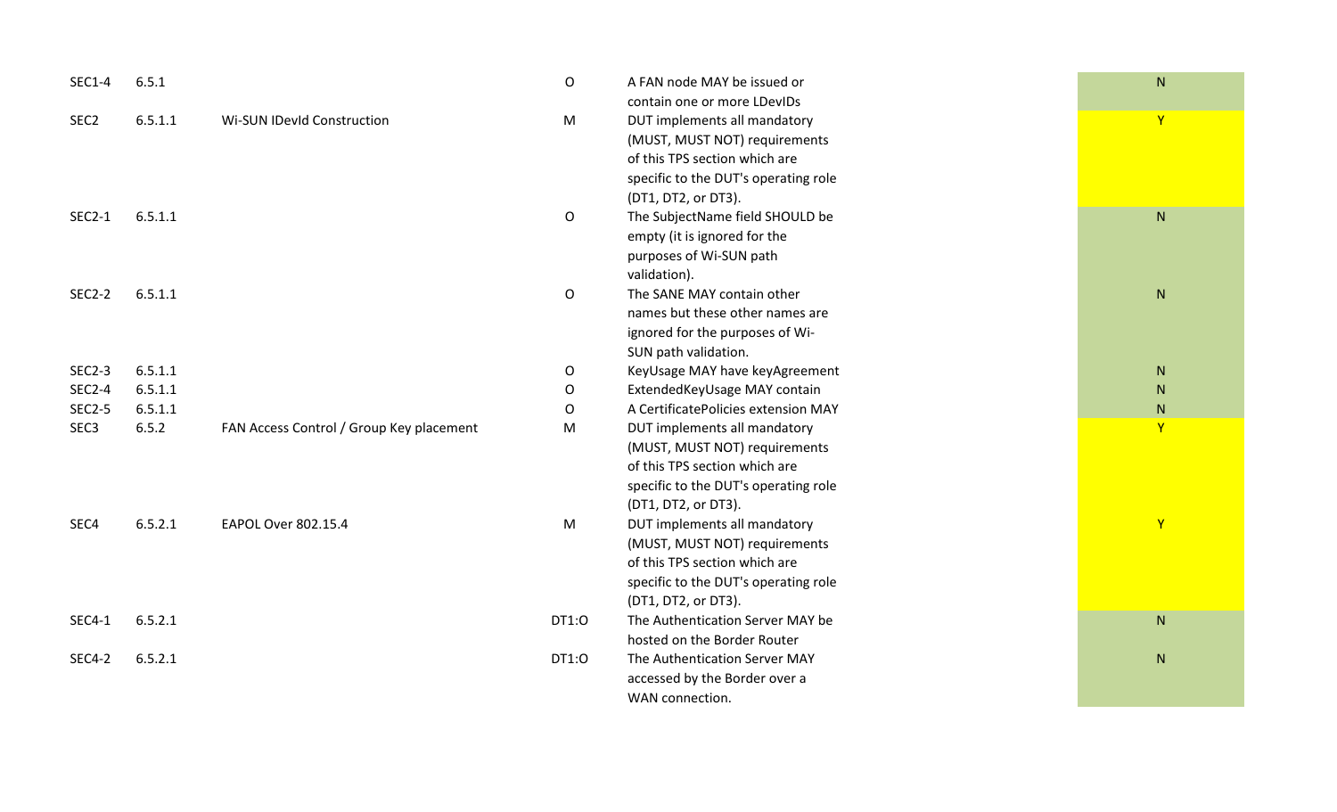| | | | | | |
|---|---|---|---|---|---|
| SEC1-4 | 6.5.1 | | O | A FAN node MAY be issued or contain one or more LDevIDs | N |
| SEC2 | 6.5.1.1 | Wi-SUN IDevId Construction | M | DUT implements all mandatory (MUST, MUST NOT) requirements of this TPS section which are specific to the DUT's operating role (DT1, DT2, or DT3). | Y |
| SEC2-1 | 6.5.1.1 | | O | The SubjectName field SHOULD be empty (it is ignored for the purposes of Wi-SUN path validation). | N |
| SEC2-2 | 6.5.1.1 | | O | The SANE MAY contain other names but these other names are ignored for the purposes of Wi-SUN path validation. | N |
| SEC2-3 | 6.5.1.1 | | O | KeyUsage MAY have keyAgreement | N |
| SEC2-4 | 6.5.1.1 | | O | ExtendedKeyUsage MAY contain | N |
| SEC2-5 | 6.5.1.1 | | O | A CertificatePolicies extension MAY | N |
| SEC3 | 6.5.2 | FAN Access Control / Group Key placement | M | DUT implements all mandatory (MUST, MUST NOT) requirements of this TPS section which are specific to the DUT's operating role (DT1, DT2, or DT3). | Y |
| SEC4 | 6.5.2.1 | EAPOL Over 802.15.4 | M | DUT implements all mandatory (MUST, MUST NOT) requirements of this TPS section which are specific to the DUT's operating role (DT1, DT2, or DT3). | Y |
| SEC4-1 | 6.5.2.1 | | DT1:O | The Authentication Server MAY be hosted on the Border Router | N |
| SEC4-2 | 6.5.2.1 | | DT1:O | The Authentication Server MAY accessed by the Border over a WAN connection. | N |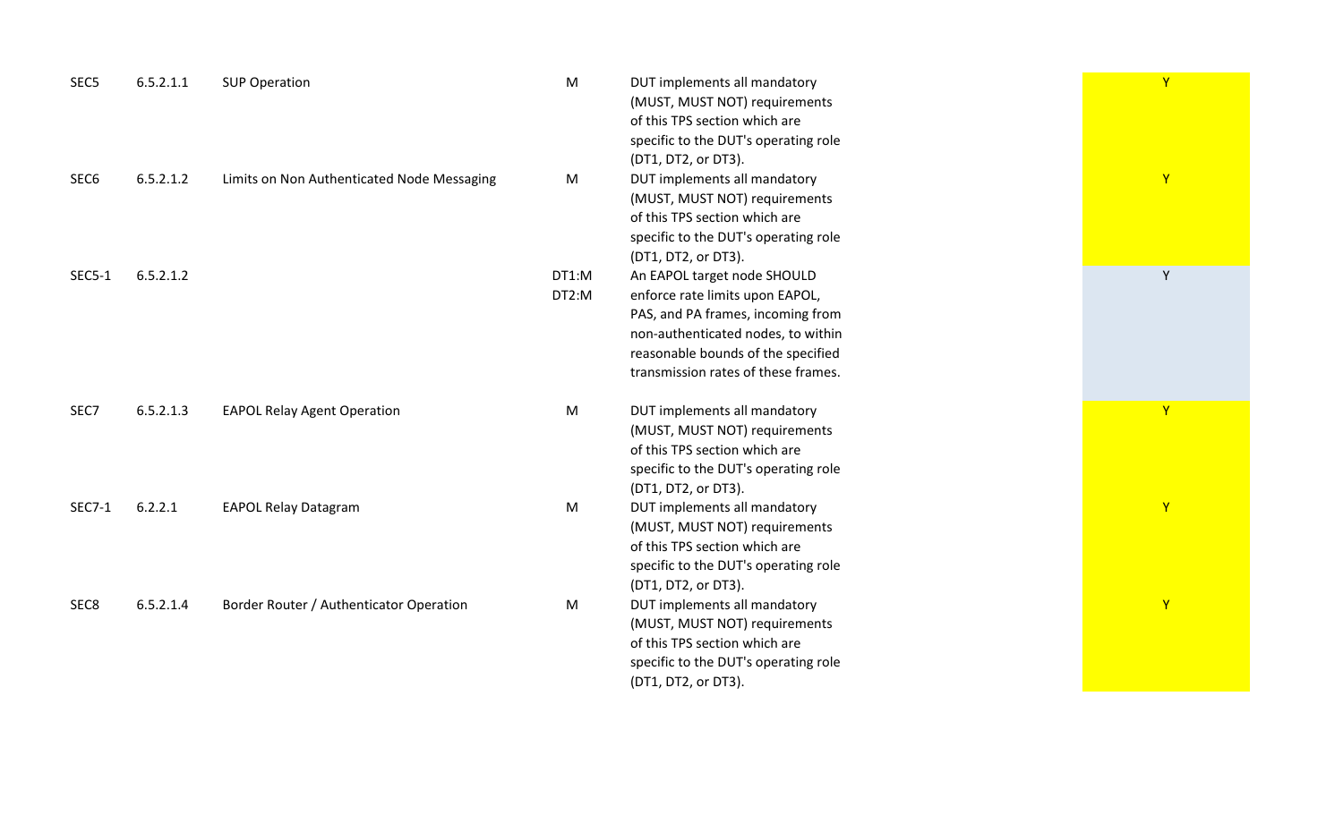| | | | | | |
|---|---|---|---|---|---|
| SEC5 | 6.5.2.1.1 | SUP Operation | M | DUT implements all mandatory (MUST, MUST NOT) requirements of this TPS section which are specific to the DUT's operating role (DT1, DT2, or DT3). | Y |
| SEC6 | 6.5.2.1.2 | Limits on Non Authenticated Node Messaging | M | DUT implements all mandatory (MUST, MUST NOT) requirements of this TPS section which are specific to the DUT's operating role (DT1, DT2, or DT3). | Y |
| SEC5-1 | 6.5.2.1.2 | | DT1:M DT2:M | An EAPOL target node SHOULD enforce rate limits upon EAPOL, PAS, and PA frames, incoming from non-authenticated nodes, to within reasonable bounds of the specified transmission rates of these frames. | Y |
| SEC7 | 6.5.2.1.3 | EAPOL Relay Agent Operation | M | DUT implements all mandatory (MUST, MUST NOT) requirements of this TPS section which are specific to the DUT's operating role (DT1, DT2, or DT3). | Y |
| SEC7-1 | 6.2.2.1 | EAPOL Relay Datagram | M | DUT implements all mandatory (MUST, MUST NOT) requirements of this TPS section which are specific to the DUT's operating role (DT1, DT2, or DT3). | Y |
| SEC8 | 6.5.2.1.4 | Border Router / Authenticator Operation | M | DUT implements all mandatory (MUST, MUST NOT) requirements of this TPS section which are specific to the DUT's operating role (DT1, DT2, or DT3). | Y |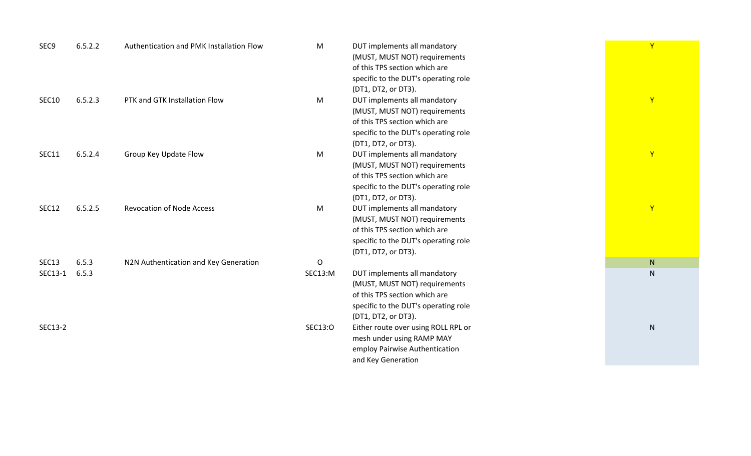| | | | | | |
|---|---|---|---|---|---|
| SEC9 | 6.5.2.2 | Authentication and PMK Installation Flow | M | DUT implements all mandatory (MUST, MUST NOT) requirements of this TPS section which are specific to the DUT's operating role (DT1, DT2, or DT3). | Y |
| SEC10 | 6.5.2.3 | PTK and GTK Installation Flow | M | DUT implements all mandatory (MUST, MUST NOT) requirements of this TPS section which are specific to the DUT's operating role (DT1, DT2, or DT3). | Y |
| SEC11 | 6.5.2.4 | Group Key Update Flow | M | DUT implements all mandatory (MUST, MUST NOT) requirements of this TPS section which are specific to the DUT's operating role (DT1, DT2, or DT3). | Y |
| SEC12 | 6.5.2.5 | Revocation of Node Access | M | DUT implements all mandatory (MUST, MUST NOT) requirements of this TPS section which are specific to the DUT's operating role (DT1, DT2, or DT3). | Y |
| SEC13 | 6.5.3 | N2N Authentication and Key Generation | O | | N |
| SEC13-1 | 6.5.3 | | SEC13:M | DUT implements all mandatory (MUST, MUST NOT) requirements of this TPS section which are specific to the DUT's operating role (DT1, DT2, or DT3). | N |
| SEC13-2 | | | SEC13:O | Either route over using ROLL RPL or mesh under using RAMP MAY employ Pairwise Authentication and Key Generation | N |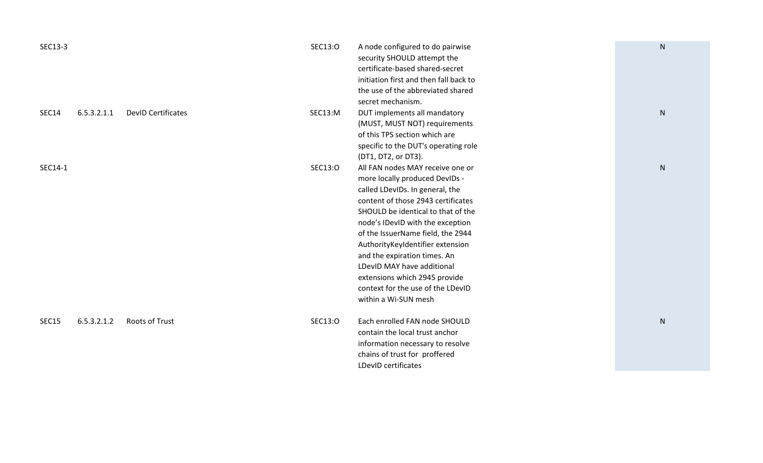| | | | | | |
|---|---|---|---|---|---|
| SEC13-3 | | | SEC13:O | A node configured to do pairwise security SHOULD attempt the certificate-based shared-secret initiation first and then fall back to the use of the abbreviated shared secret mechanism. | N |
| SEC14 | 6.5.3.2.1.1 | DevID Certificates | SEC13:M | DUT implements all mandatory (MUST, MUST NOT) requirements of this TPS section which are specific to the DUT's operating role (DT1, DT2, or DT3). | N |
| SEC14-1 | | | SEC13:O | All FAN nodes MAY receive one or more locally produced DevIDs - called LDevIDs. In general, the content of those 2943 certificates SHOULD be identical to that of the node's IDevID with the exception of the IssuerName field, the 2944 AuthorityKeyIdentifier extension and the expiration times. An LDevID MAY have additional extensions which 2945 provide context for the use of the LDevID within a Wi-SUN mesh | N |
| SEC15 | 6.5.3.2.1.2 | Roots of Trust | SEC13:O | Each enrolled FAN node SHOULD contain the local trust anchor information necessary to resolve chains of trust for proffered LDevID certificates | N |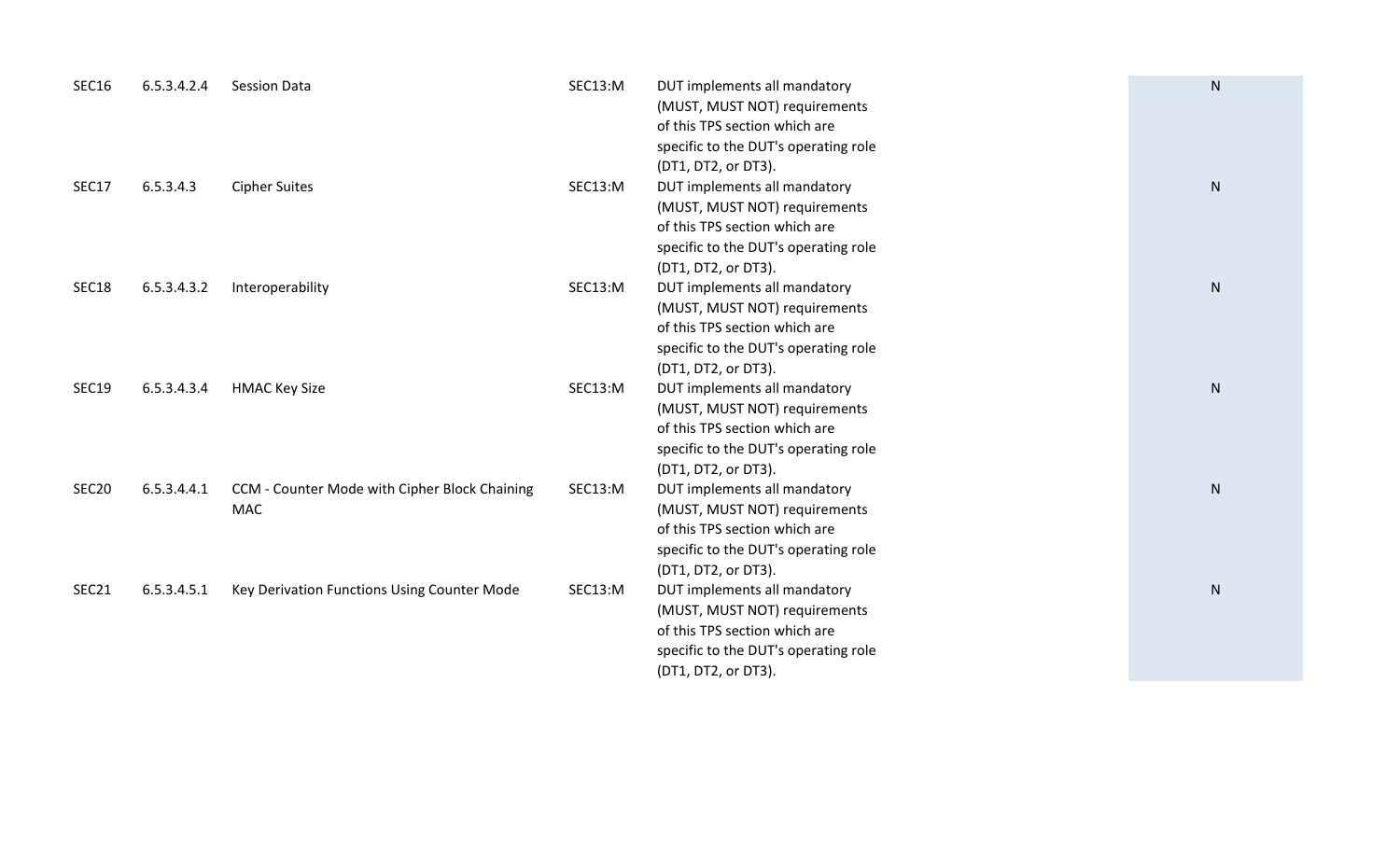| | | | | | |
|---|---|---|---|---|---|
| SEC16 | 6.5.3.4.2.4 | Session Data | SEC13:M | DUT implements all mandatory (MUST, MUST NOT) requirements of this TPS section which are specific to the DUT's operating role (DT1, DT2, or DT3). | N |
| SEC17 | 6.5.3.4.3 | Cipher Suites | SEC13:M | DUT implements all mandatory (MUST, MUST NOT) requirements of this TPS section which are specific to the DUT's operating role (DT1, DT2, or DT3). | N |
| SEC18 | 6.5.3.4.3.2 | Interoperability | SEC13:M | DUT implements all mandatory (MUST, MUST NOT) requirements of this TPS section which are specific to the DUT's operating role (DT1, DT2, or DT3). | N |
| SEC19 | 6.5.3.4.3.4 | HMAC Key Size | SEC13:M | DUT implements all mandatory (MUST, MUST NOT) requirements of this TPS section which are specific to the DUT's operating role (DT1, DT2, or DT3). | N |
| SEC20 | 6.5.3.4.4.1 | CCM - Counter Mode with Cipher Block Chaining MAC | SEC13:M | DUT implements all mandatory (MUST, MUST NOT) requirements of this TPS section which are specific to the DUT's operating role (DT1, DT2, or DT3). | N |
| SEC21 | 6.5.3.4.5.1 | Key Derivation Functions Using Counter Mode | SEC13:M | DUT implements all mandatory (MUST, MUST NOT) requirements of this TPS section which are specific to the DUT's operating role (DT1, DT2, or DT3). | N |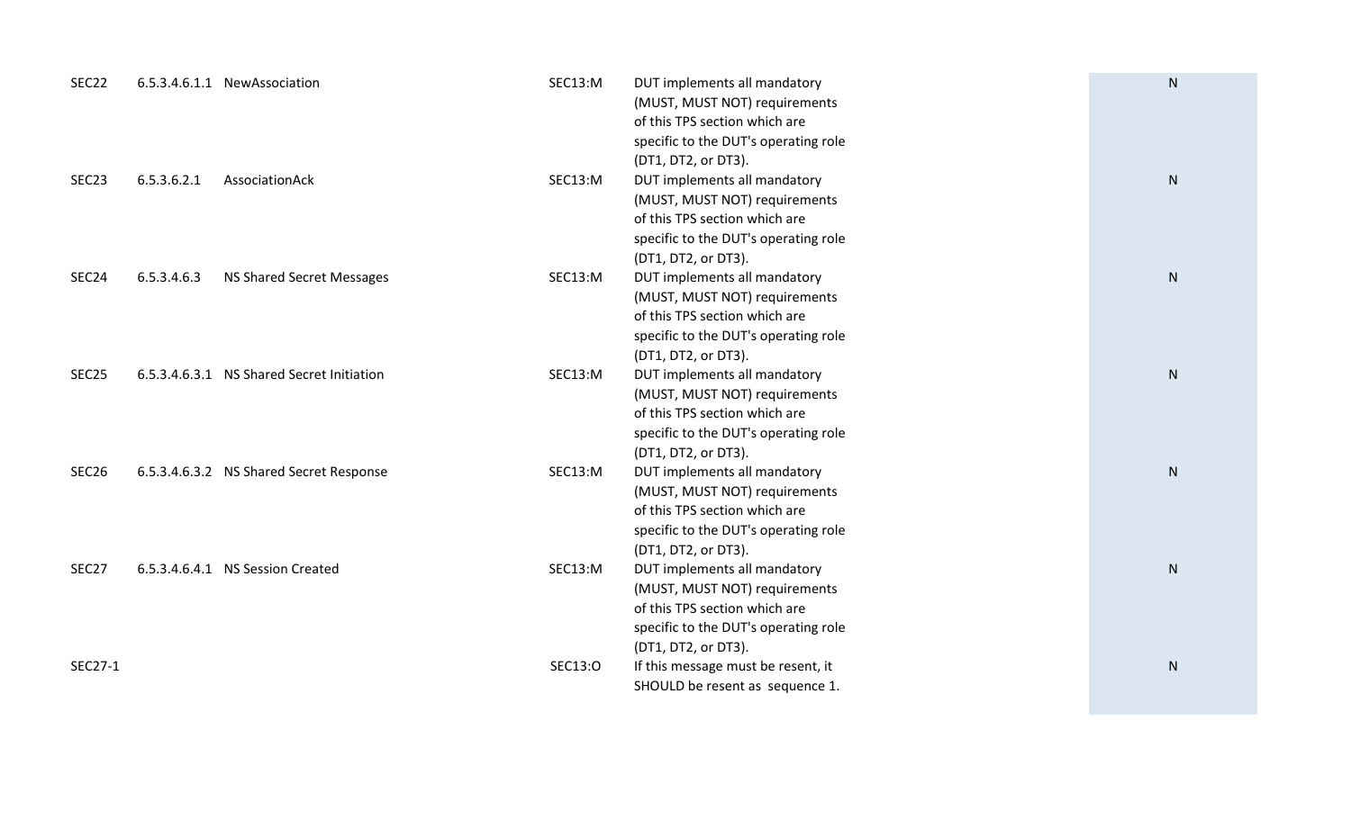| | | | | | |
|---|---|---|---|---|---|
| SEC22 | 6.5.3.4.6.1.1 | NewAssociation | SEC13:M | DUT implements all mandatory (MUST, MUST NOT) requirements of this TPS section which are specific to the DUT's operating role (DT1, DT2, or DT3). | N |
| SEC23 | 6.5.3.6.2.1 | AssociationAck | SEC13:M | DUT implements all mandatory (MUST, MUST NOT) requirements of this TPS section which are specific to the DUT's operating role (DT1, DT2, or DT3). | N |
| SEC24 | 6.5.3.4.6.3 | NS Shared Secret Messages | SEC13:M | DUT implements all mandatory (MUST, MUST NOT) requirements of this TPS section which are specific to the DUT's operating role (DT1, DT2, or DT3). | N |
| SEC25 | 6.5.3.4.6.3.1 | NS Shared Secret Initiation | SEC13:M | DUT implements all mandatory (MUST, MUST NOT) requirements of this TPS section which are specific to the DUT's operating role (DT1, DT2, or DT3). | N |
| SEC26 | 6.5.3.4.6.3.2 | NS Shared Secret Response | SEC13:M | DUT implements all mandatory (MUST, MUST NOT) requirements of this TPS section which are specific to the DUT's operating role (DT1, DT2, or DT3). | N |
| SEC27 | 6.5.3.4.6.4.1 | NS Session Created | SEC13:M | DUT implements all mandatory (MUST, MUST NOT) requirements of this TPS section which are specific to the DUT's operating role (DT1, DT2, or DT3). | N |
| SEC27-1 | | | SEC13:O | If this message must be resent, it SHOULD be resent as sequence 1. | N |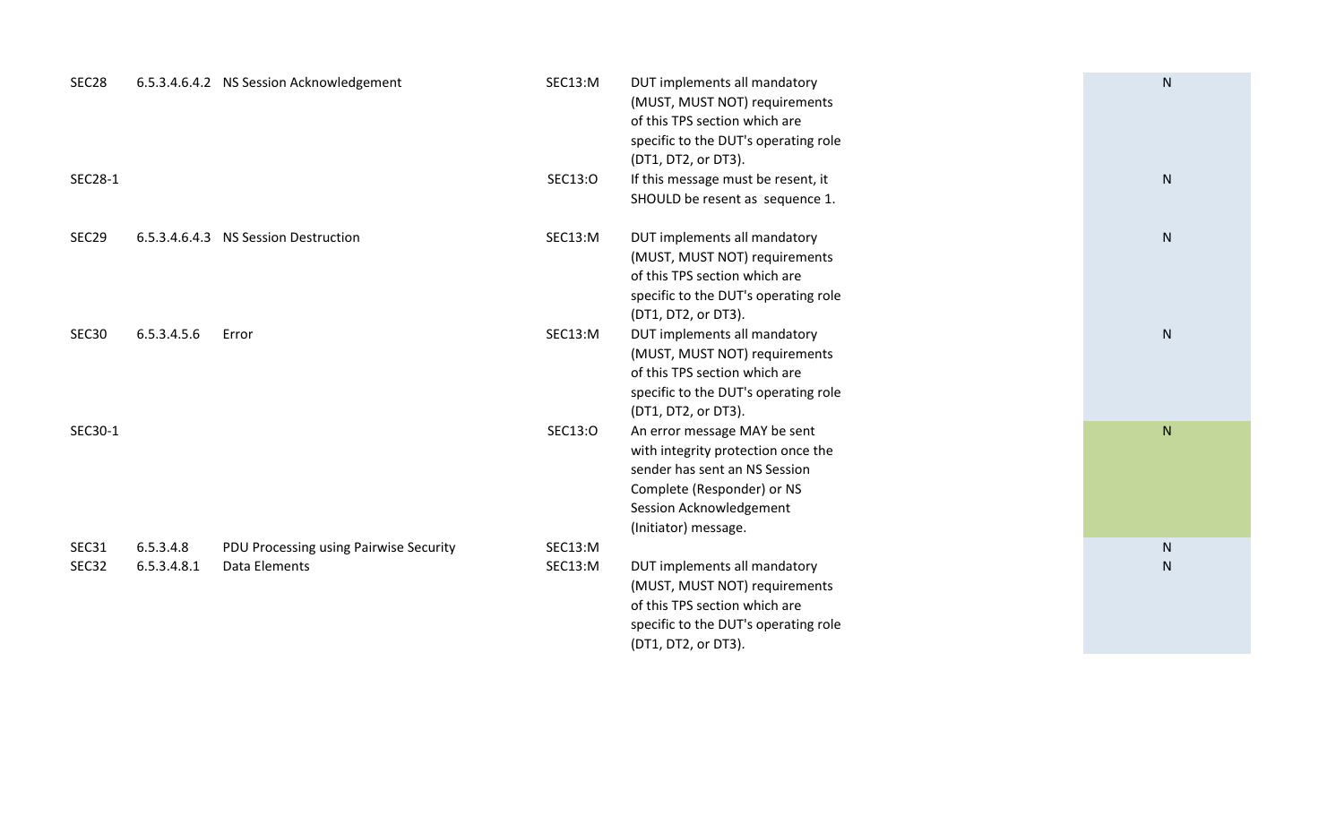| | | | | | |
|---|---|---|---|---|---|
| SEC28 | 6.5.3.4.6.4.2 | NS Session Acknowledgement | SEC13:M | DUT implements all mandatory (MUST, MUST NOT) requirements of this TPS section which are specific to the DUT's operating role (DT1, DT2, or DT3). | N |
| SEC28-1 | | | SEC13:O | If this message must be resent, it SHOULD be resent as sequence 1. | N |
| SEC29 | 6.5.3.4.6.4.3 | NS Session Destruction | SEC13:M | DUT implements all mandatory (MUST, MUST NOT) requirements of this TPS section which are specific to the DUT's operating role (DT1, DT2, or DT3). | N |
| SEC30 | 6.5.3.4.5.6 | Error | SEC13:M | DUT implements all mandatory (MUST, MUST NOT) requirements of this TPS section which are specific to the DUT's operating role (DT1, DT2, or DT3). | N |
| SEC30-1 | | | SEC13:O | An error message MAY be sent with integrity protection once the sender has sent an NS Session Complete (Responder) or NS Session Acknowledgement (Initiator) message. | N |
| SEC31 | 6.5.3.4.8 | PDU Processing using Pairwise Security | SEC13:M | | N |
| SEC32 | 6.5.3.4.8.1 | Data Elements | SEC13:M | DUT implements all mandatory (MUST, MUST NOT) requirements of this TPS section which are specific to the DUT's operating role (DT1, DT2, or DT3). | N |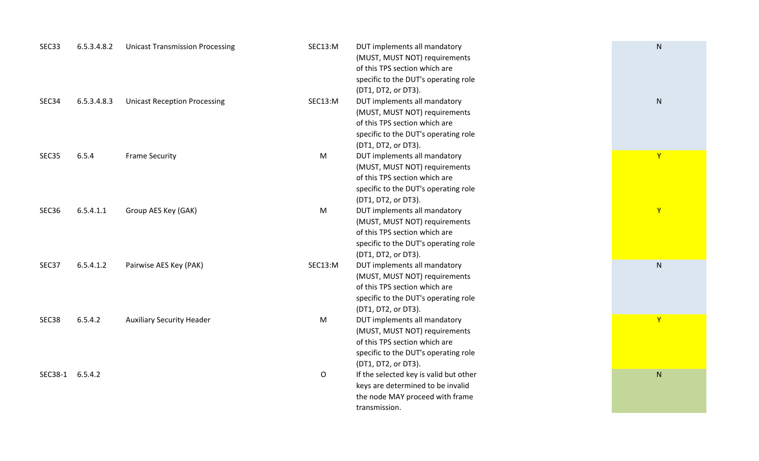| | | | | | |
|---|---|---|---|---|---|
| SEC33 | 6.5.3.4.8.2 | Unicast Transmission Processing | SEC13:M | DUT implements all mandatory (MUST, MUST NOT) requirements of this TPS section which are specific to the DUT's operating role (DT1, DT2, or DT3). | N |
| SEC34 | 6.5.3.4.8.3 | Unicast Reception Processing | SEC13:M | DUT implements all mandatory (MUST, MUST NOT) requirements of this TPS section which are specific to the DUT's operating role (DT1, DT2, or DT3). | N |
| SEC35 | 6.5.4 | Frame Security | M | DUT implements all mandatory (MUST, MUST NOT) requirements of this TPS section which are specific to the DUT's operating role (DT1, DT2, or DT3). | Y |
| SEC36 | 6.5.4.1.1 | Group AES Key (GAK) | M | DUT implements all mandatory (MUST, MUST NOT) requirements of this TPS section which are specific to the DUT's operating role (DT1, DT2, or DT3). | Y |
| SEC37 | 6.5.4.1.2 | Pairwise AES Key (PAK) | SEC13:M | DUT implements all mandatory (MUST, MUST NOT) requirements of this TPS section which are specific to the DUT's operating role (DT1, DT2, or DT3). | N |
| SEC38 | 6.5.4.2 | Auxiliary Security Header | M | DUT implements all mandatory (MUST, MUST NOT) requirements of this TPS section which are specific to the DUT's operating role (DT1, DT2, or DT3). | Y |
| SEC38-1 | 6.5.4.2 | | O | If the selected key is valid but other keys are determined to be invalid the node MAY proceed with frame transmission. | N |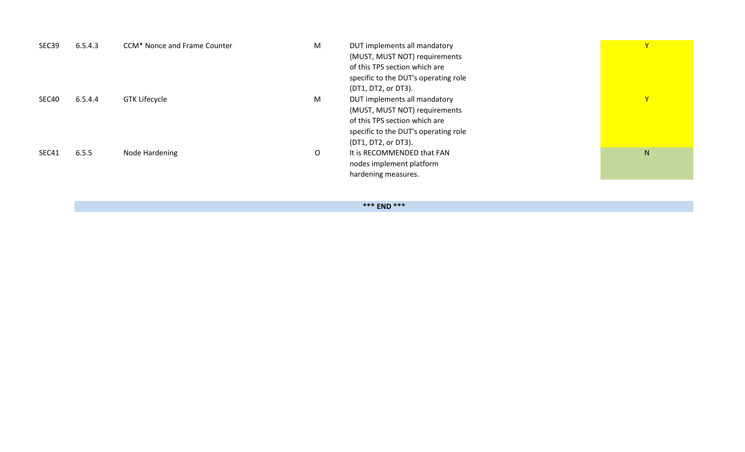| | | | | | |
|---|---|---|---|---|---|
| SEC39 | 6.5.4.3 | CCM* Nonce and Frame Counter | M | DUT implements all mandatory (MUST, MUST NOT) requirements of this TPS section which are specific to the DUT's operating role (DT1, DT2, or DT3). | Y |
| SEC40 | 6.5.4.4 | GTK Lifecycle | M | DUT implements all mandatory (MUST, MUST NOT) requirements of this TPS section which are specific to the DUT's operating role (DT1, DT2, or DT3). | Y |
| SEC41 | 6.5.5 | Node Hardening | O | It is RECOMMENDED that FAN nodes implement platform hardening measures. | N |

**\*\*\* END \*\*\***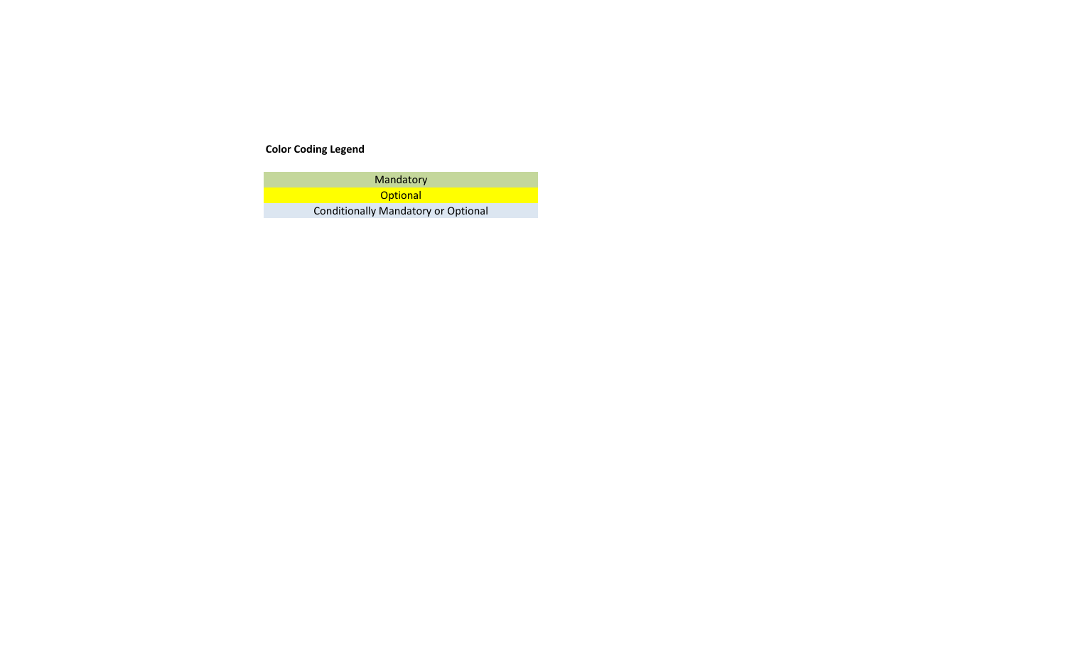**Color Coding Legend**

| |
|---|
| Mandatory |
| Optional |
| Conditionally Mandatory or Optional |